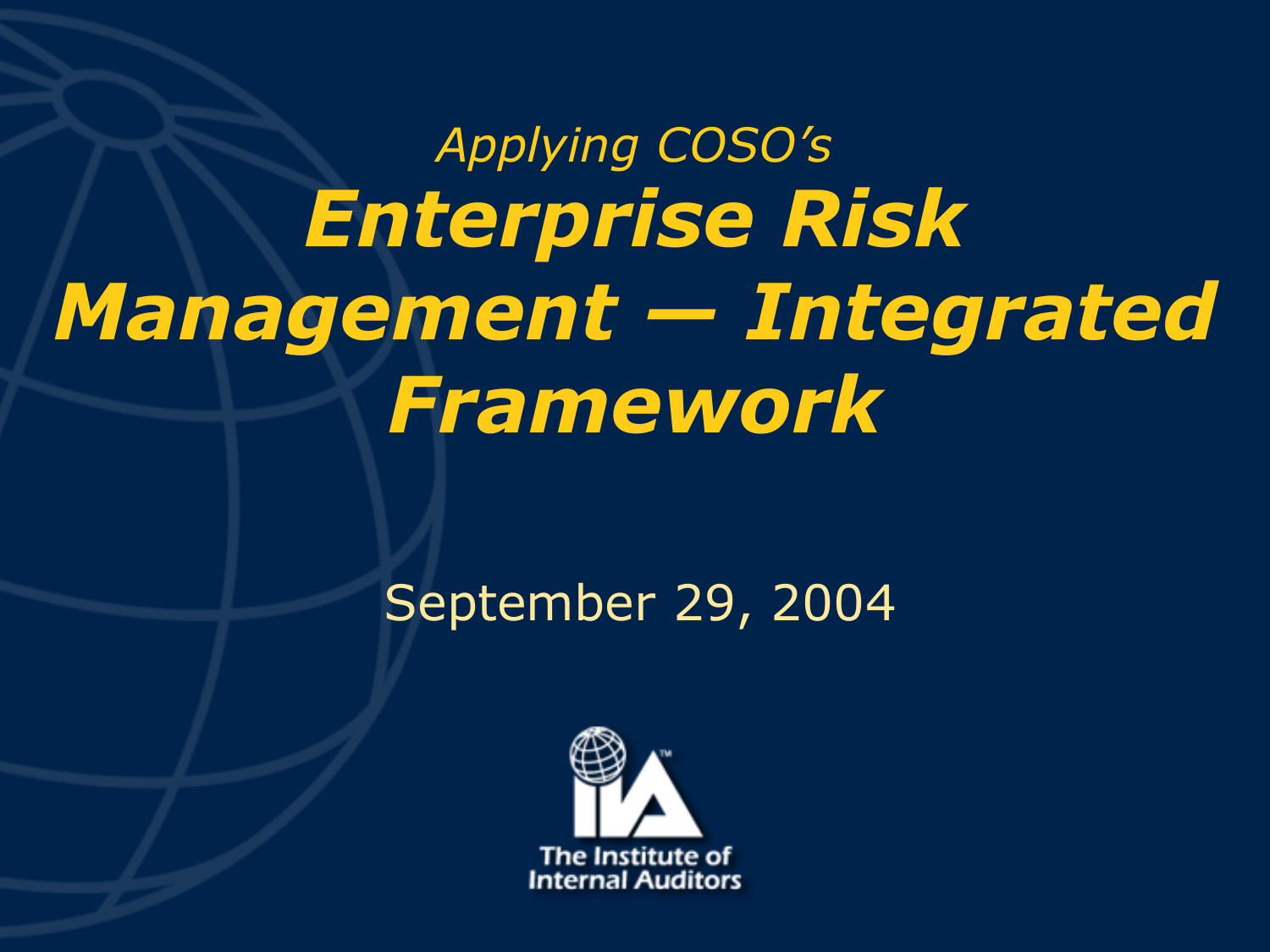*Applying COSO's*

# *Enterprise Risk Management — Integrated Framework*

September 29, 2004

The Institute of Internal Auditors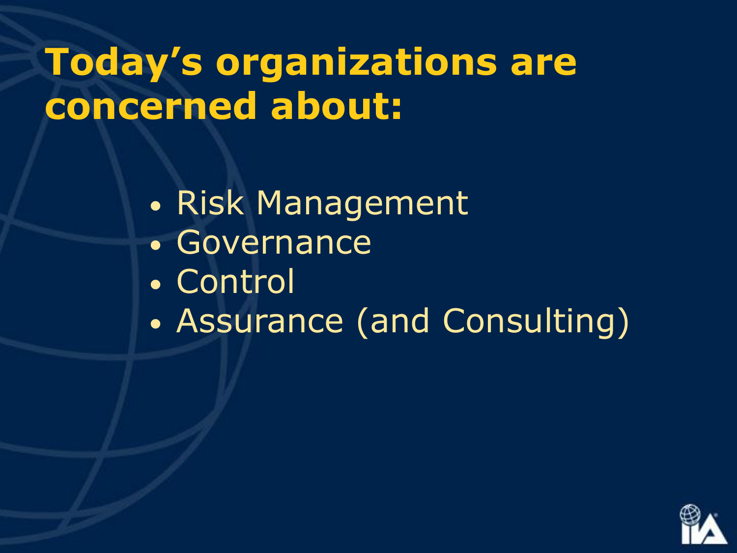# Today’s organizations are concerned about:

- Risk Management
- Governance
- Control
- Assurance (and Consulting)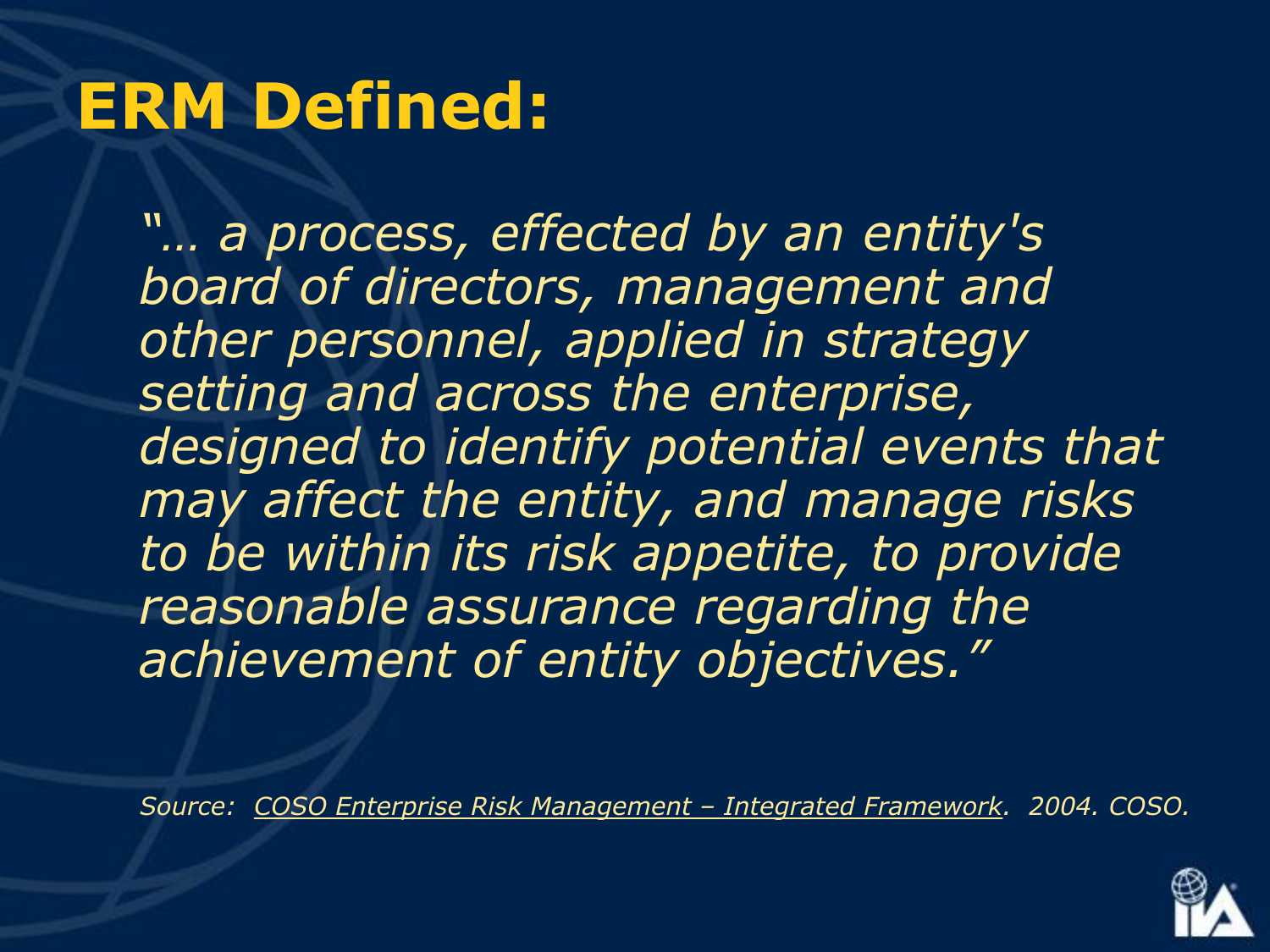# ERM Defined:

*"… a process, effected by an entity's board of directors, management and other personnel, applied in strategy setting and across the enterprise, designed to identify potential events that may affect the entity, and manage risks to be within its risk appetite, to provide reasonable assurance regarding the achievement of entity objectives."*

*Source: COSO Enterprise Risk Management – Integrated Framework. 2004. COSO.*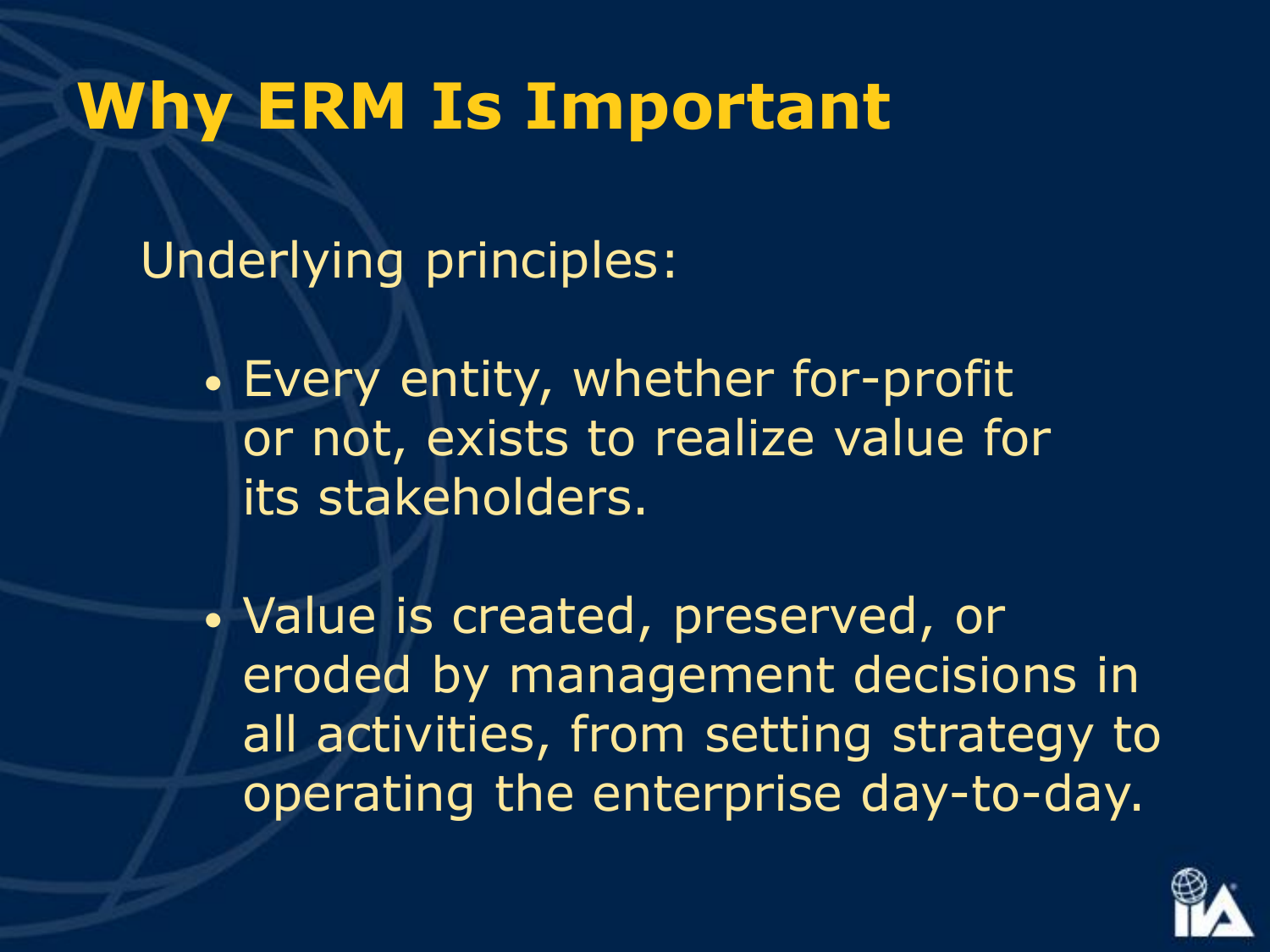# Why ERM Is Important

Underlying principles:

- Every entity, whether for-profit or not, exists to realize value for its stakeholders.
- Value is created, preserved, or eroded by management decisions in all activities, from setting strategy to operating the enterprise day-to-day.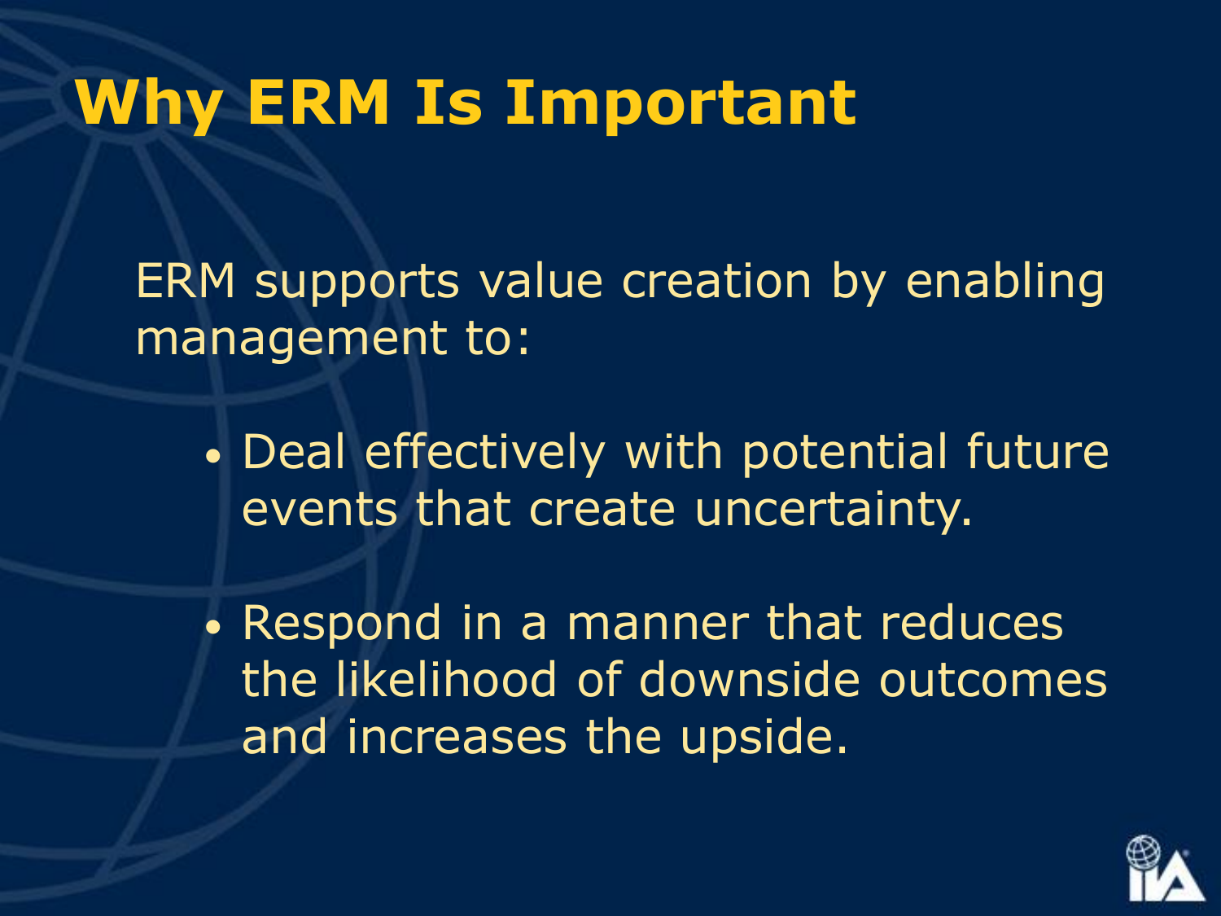# Why ERM Is Important

ERM supports value creation by enabling management to:

- Deal effectively with potential future events that create uncertainty.
- Respond in a manner that reduces the likelihood of downside outcomes and increases the upside.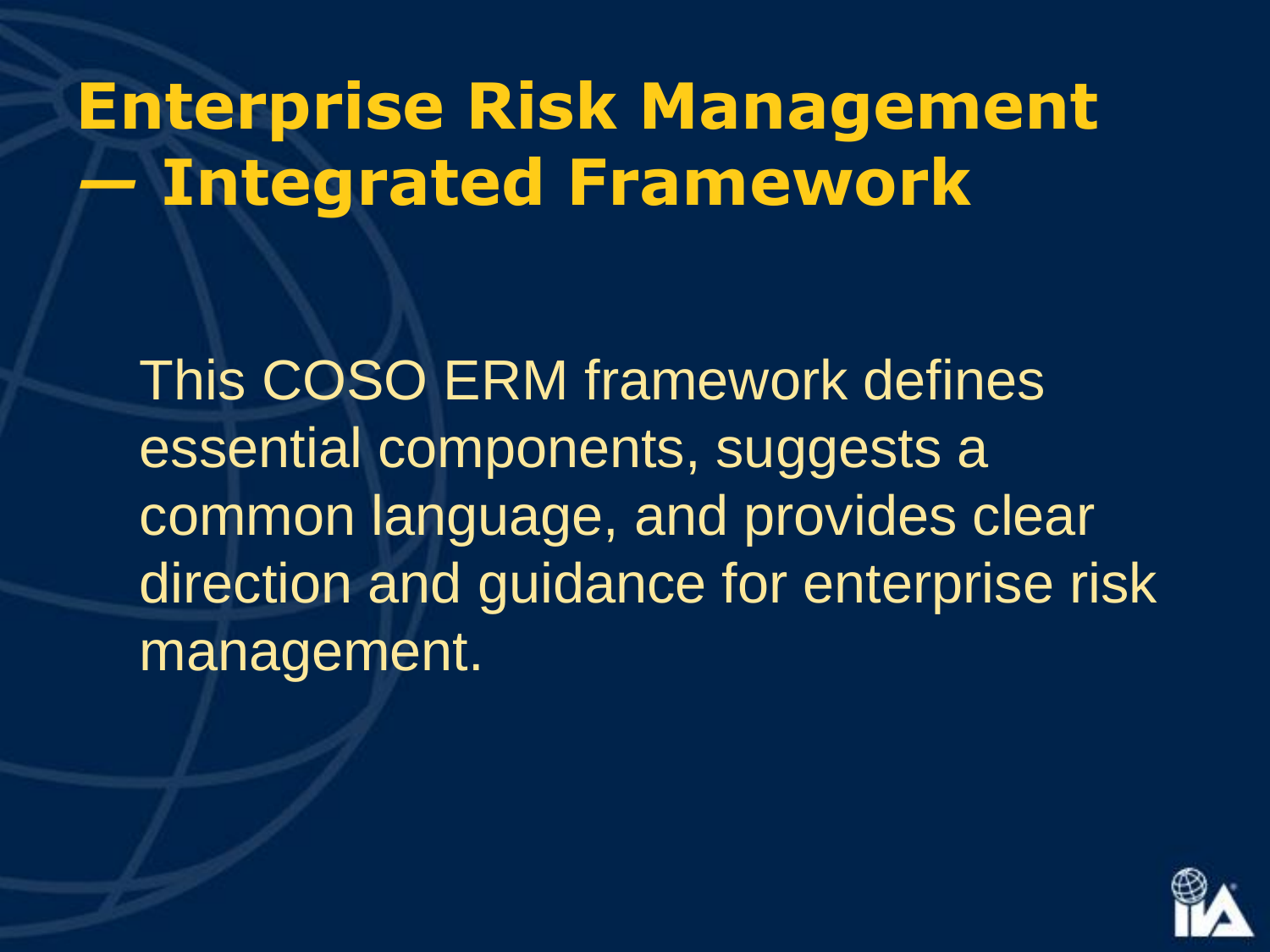# Enterprise Risk Management — Integrated Framework

This COSO ERM framework defines essential components, suggests a common language, and provides clear direction and guidance for enterprise risk management.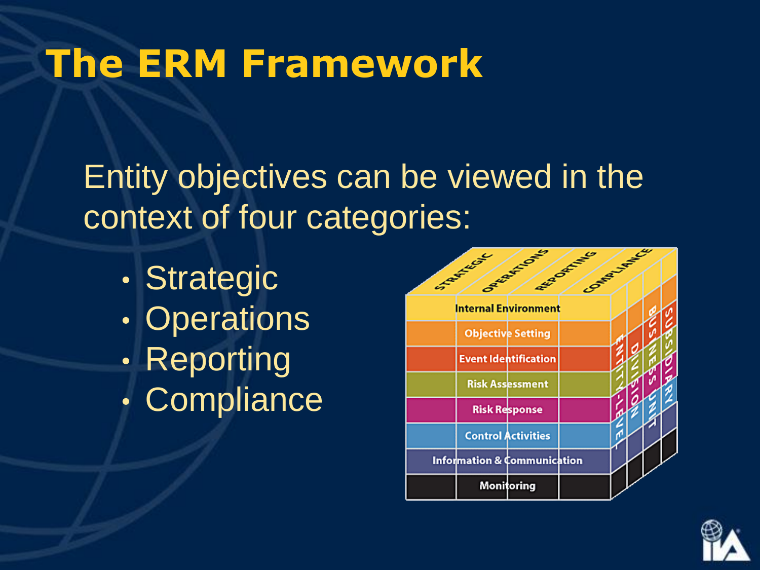# The ERM Framework

Entity objectives can be viewed in the context of four categories:

- Strategic
- Operations
- Reporting
- Compliance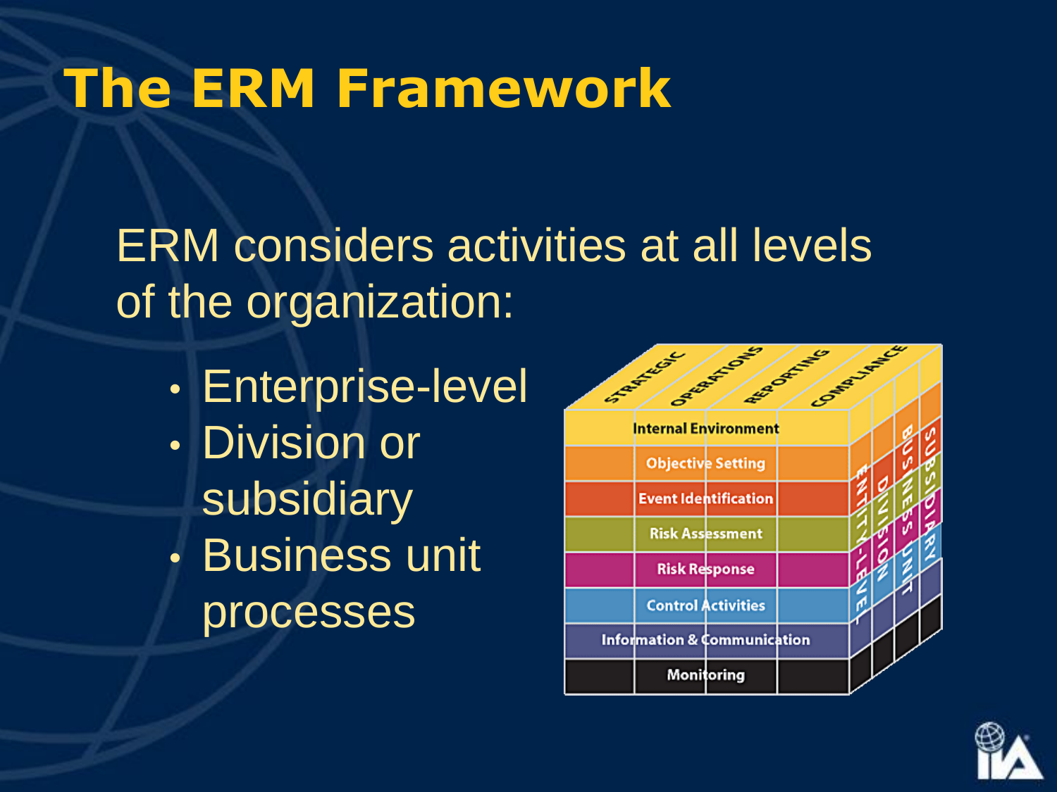# The ERM Framework

ERM considers activities at all levels of the organization:

- Enterprise-level
- Division or subsidiary
- Business unit processes

| STRATEGIC | OPERATIONS | REPORTING | COMPLIANCE |
|---|---|---|---|
| Internal Environment | | | |
| Objective Setting | | | |
| Event Identification | | | |
| Risk Assessment | | | |
| Risk Response | | | |
| Control Activities | | | |
| Information & Communication | | | |
| Monitoring | | | |

ENTITY-LEVEL, DIVISION, BUSINESS UNIT, SUBSIDIARY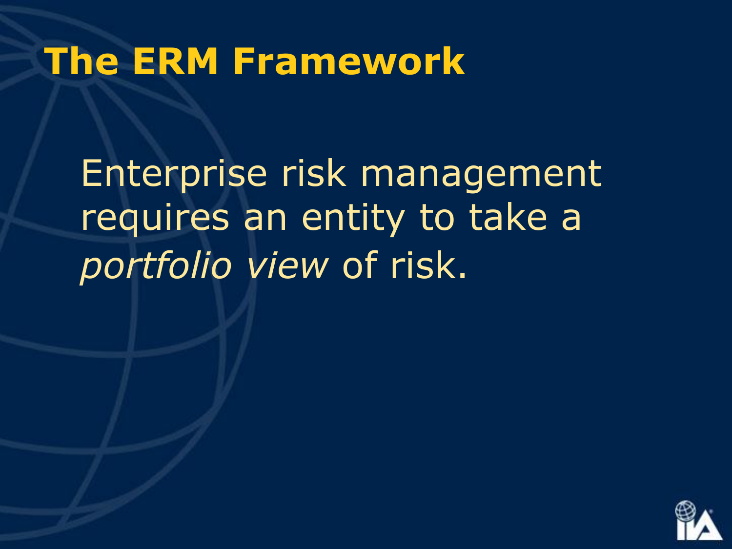# The ERM Framework

Enterprise risk management requires an entity to take a *portfolio view* of risk.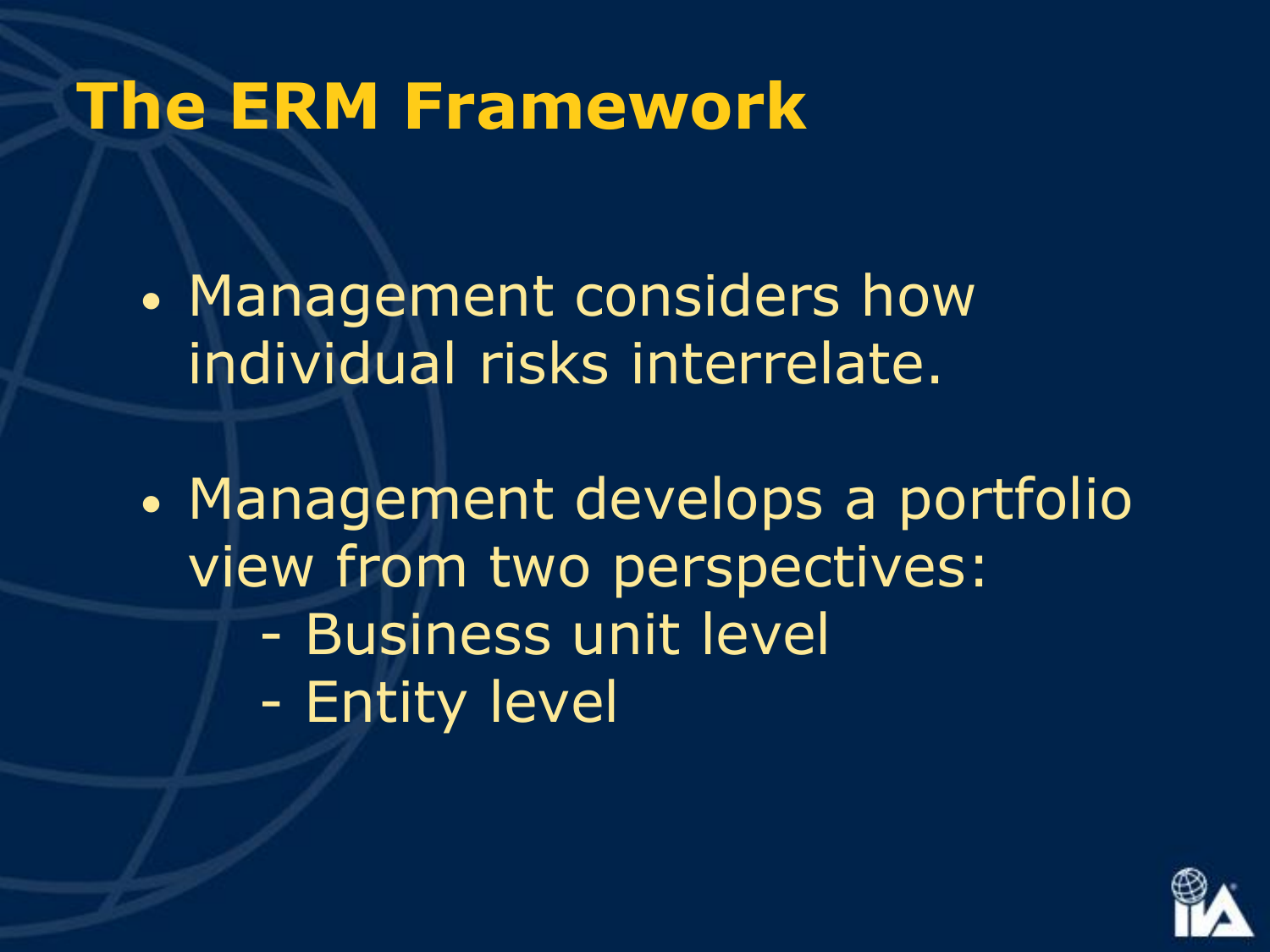# The ERM Framework

- Management considers how individual risks interrelate.
- Management develops a portfolio view from two perspectives:
  - Business unit level
  - Entity level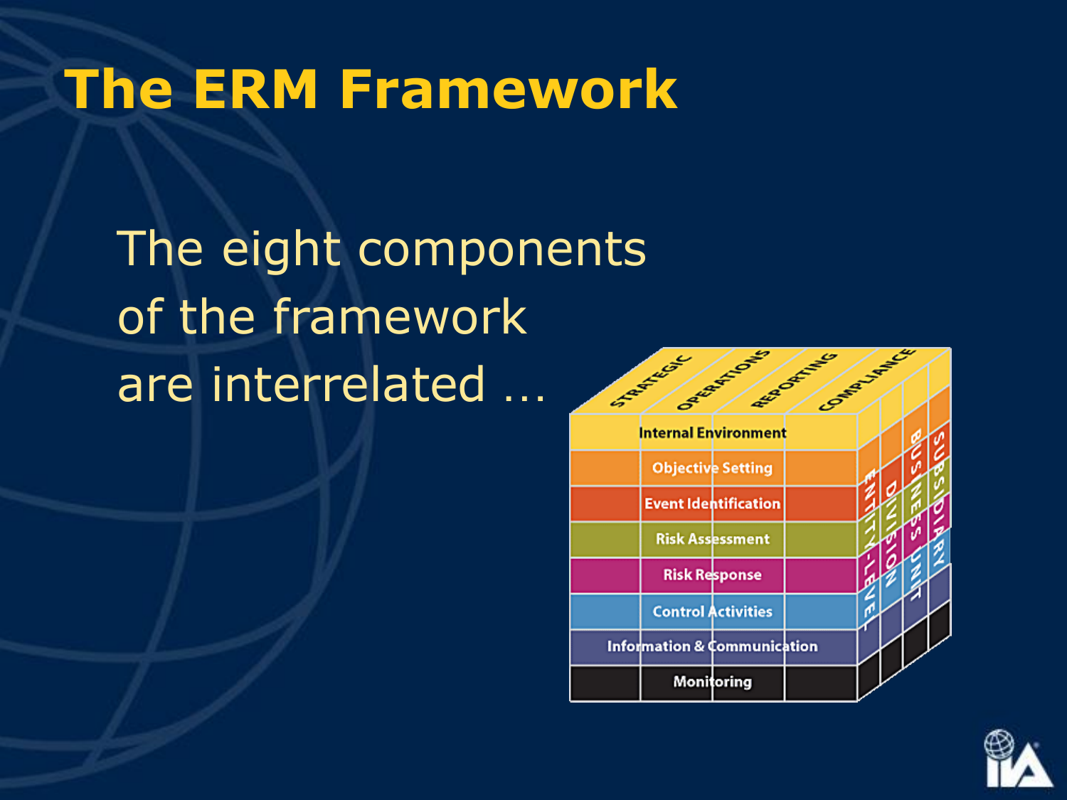# The ERM Framework

The eight components of the framework are interrelated …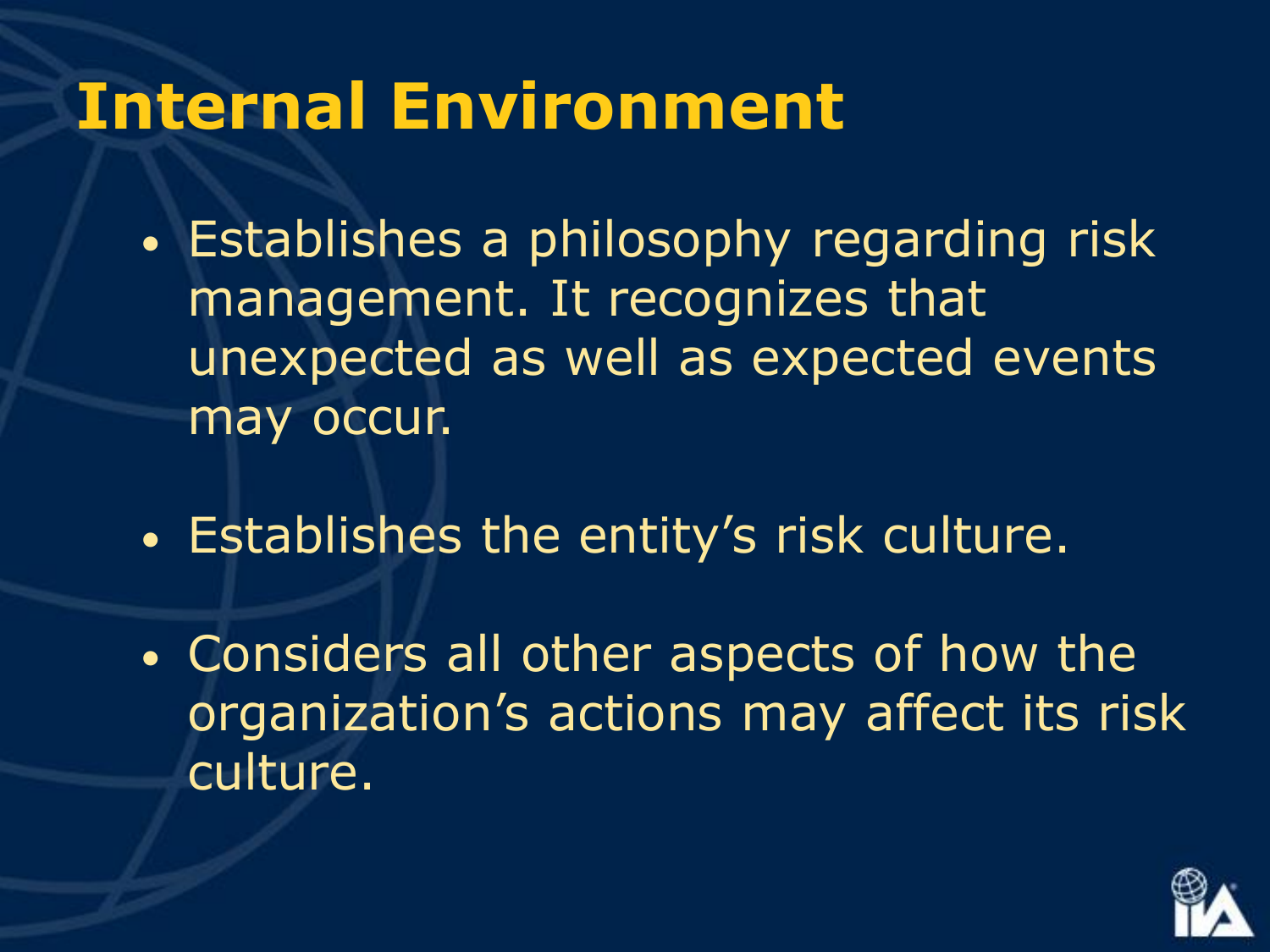# Internal Environment

- Establishes a philosophy regarding risk management. It recognizes that unexpected as well as expected events may occur.
- Establishes the entity's risk culture.
- Considers all other aspects of how the organization's actions may affect its risk culture.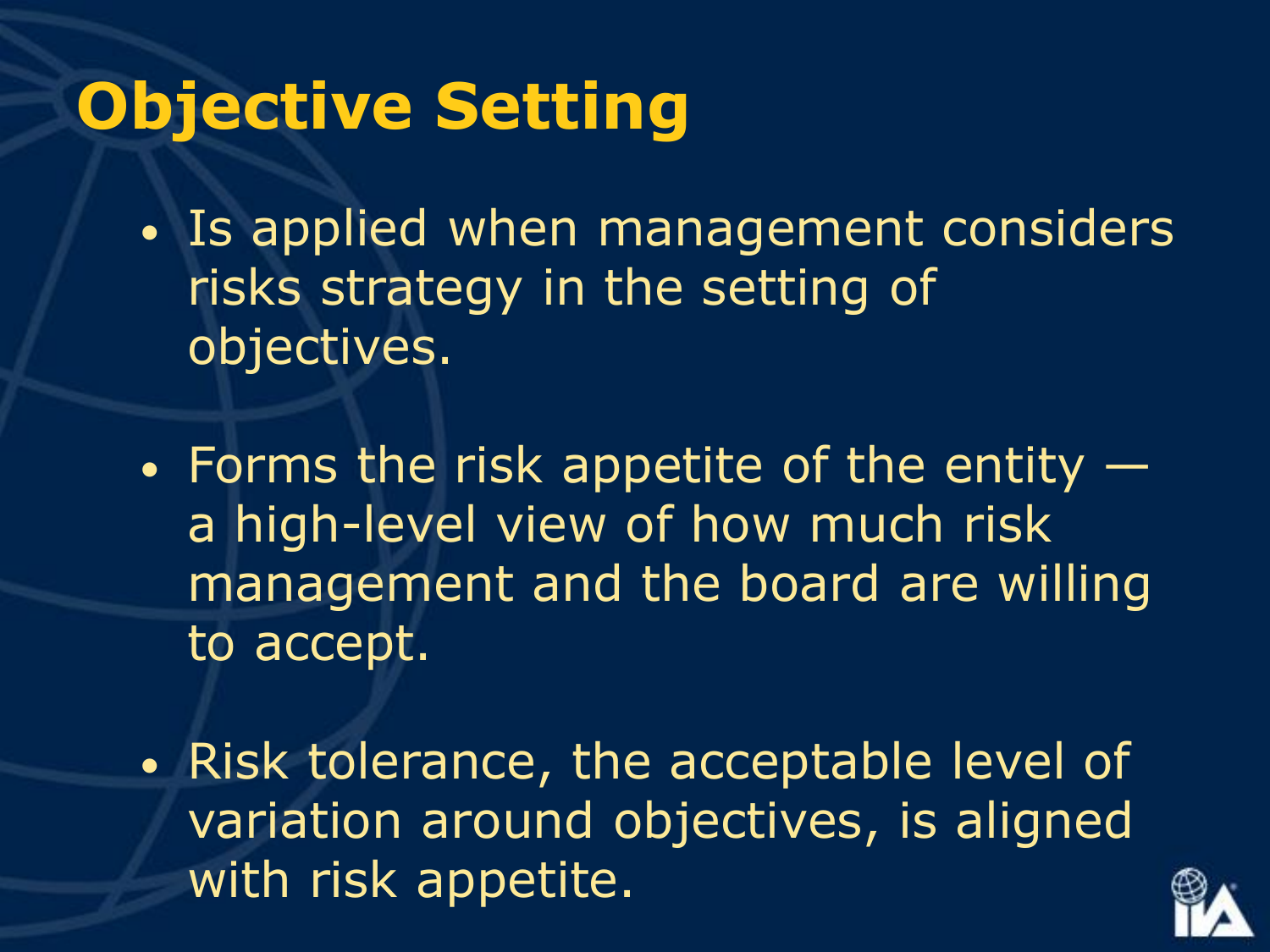# Objective Setting

- Is applied when management considers risks strategy in the setting of objectives.
- Forms the risk appetite of the entity — a high-level view of how much risk management and the board are willing to accept.
- Risk tolerance, the acceptable level of variation around objectives, is aligned with risk appetite.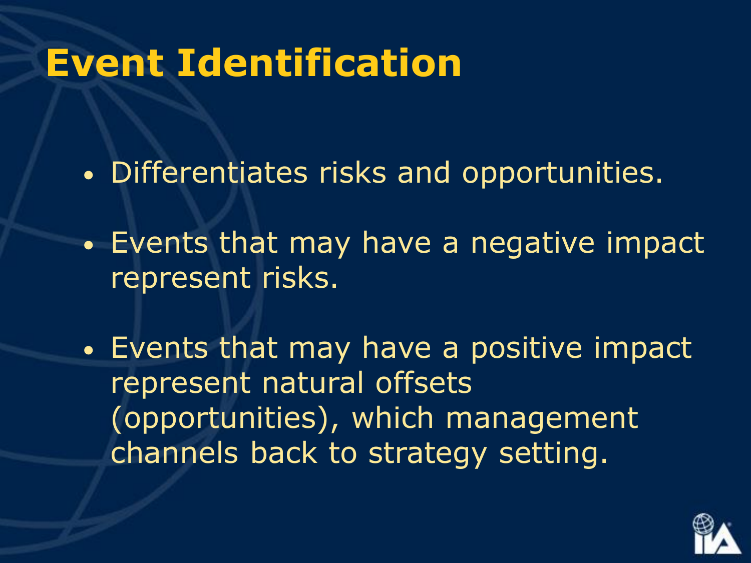# Event Identification

- Differentiates risks and opportunities.
- Events that may have a negative impact represent risks.
- Events that may have a positive impact represent natural offsets (opportunities), which management channels back to strategy setting.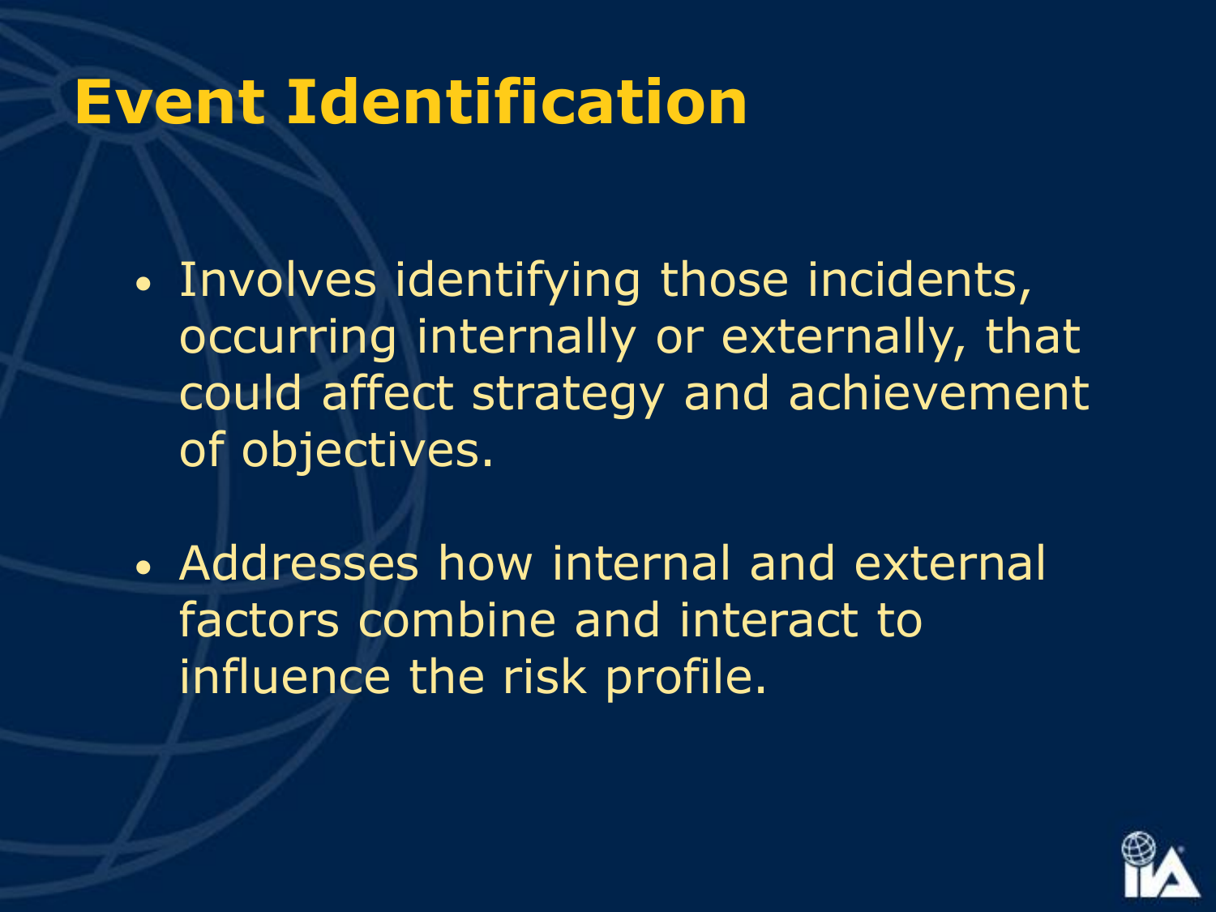# Event Identification

- Involves identifying those incidents, occurring internally or externally, that could affect strategy and achievement of objectives.
- Addresses how internal and external factors combine and interact to influence the risk profile.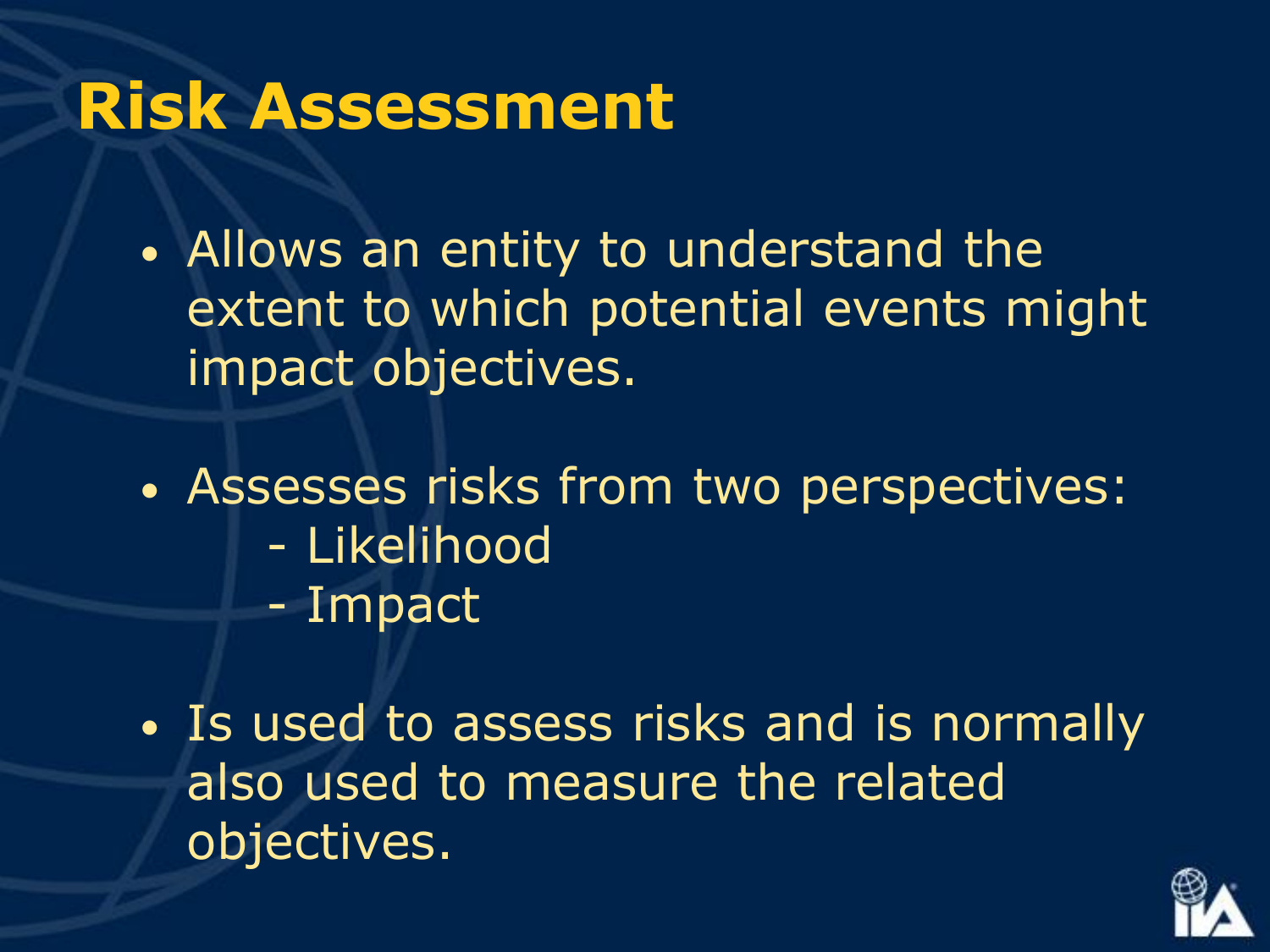# Risk Assessment

- Allows an entity to understand the extent to which potential events might impact objectives.
- Assesses risks from two perspectives:
  - Likelihood
  - Impact
- Is used to assess risks and is normally also used to measure the related objectives.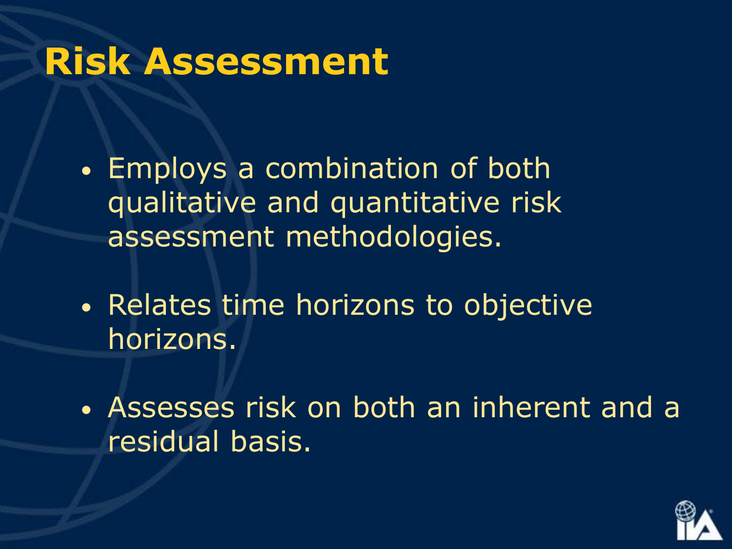# Risk Assessment

- Employs a combination of both qualitative and quantitative risk assessment methodologies.
- Relates time horizons to objective horizons.
- Assesses risk on both an inherent and a residual basis.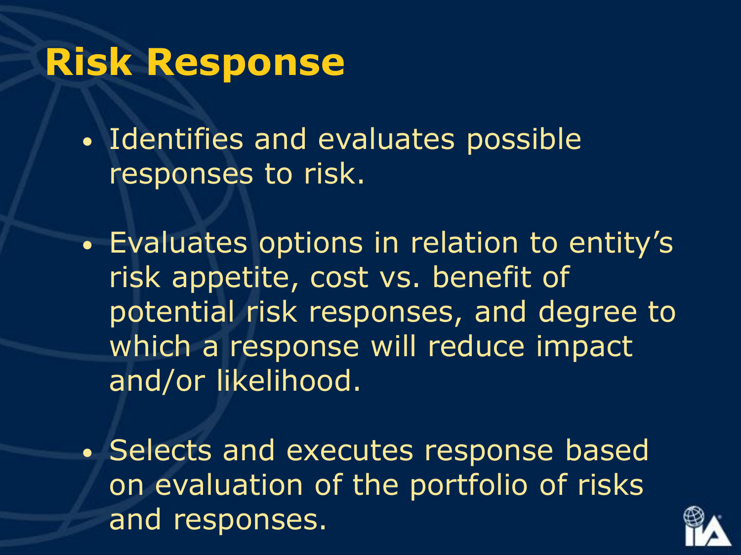# Risk Response

- Identifies and evaluates possible responses to risk.
- Evaluates options in relation to entity's risk appetite, cost vs. benefit of potential risk responses, and degree to which a response will reduce impact and/or likelihood.
- Selects and executes response based on evaluation of the portfolio of risks and responses.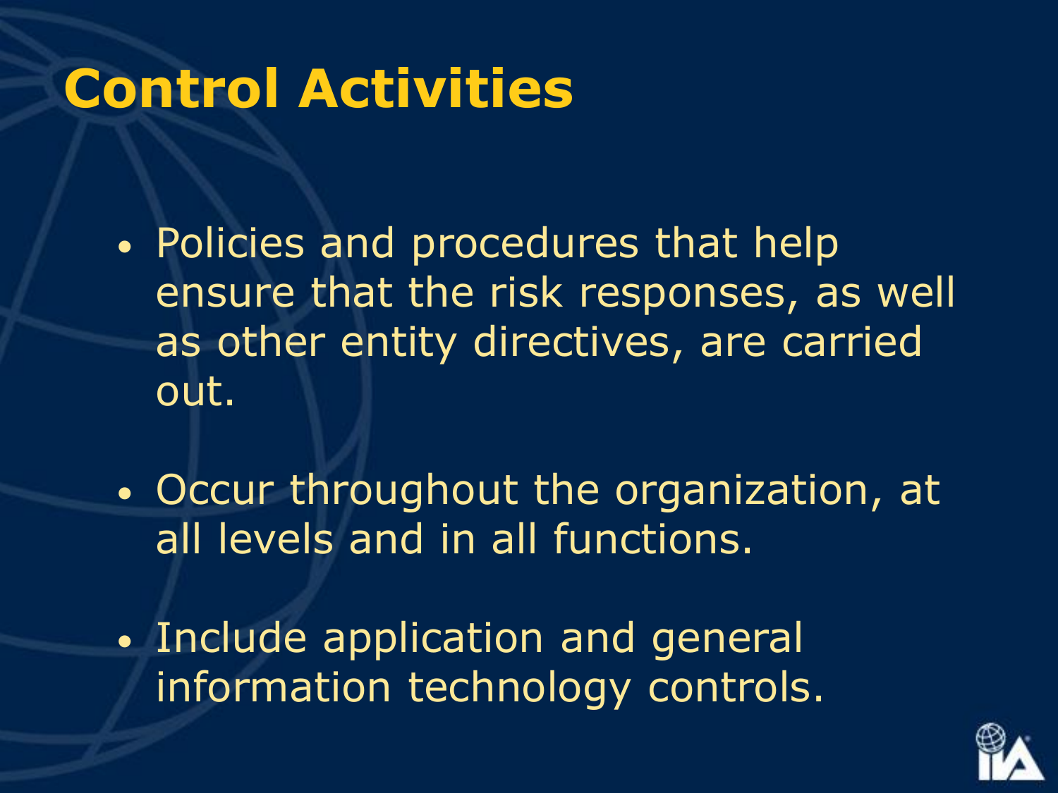# Control Activities

- Policies and procedures that help ensure that the risk responses, as well as other entity directives, are carried out.
- Occur throughout the organization, at all levels and in all functions.
- Include application and general information technology controls.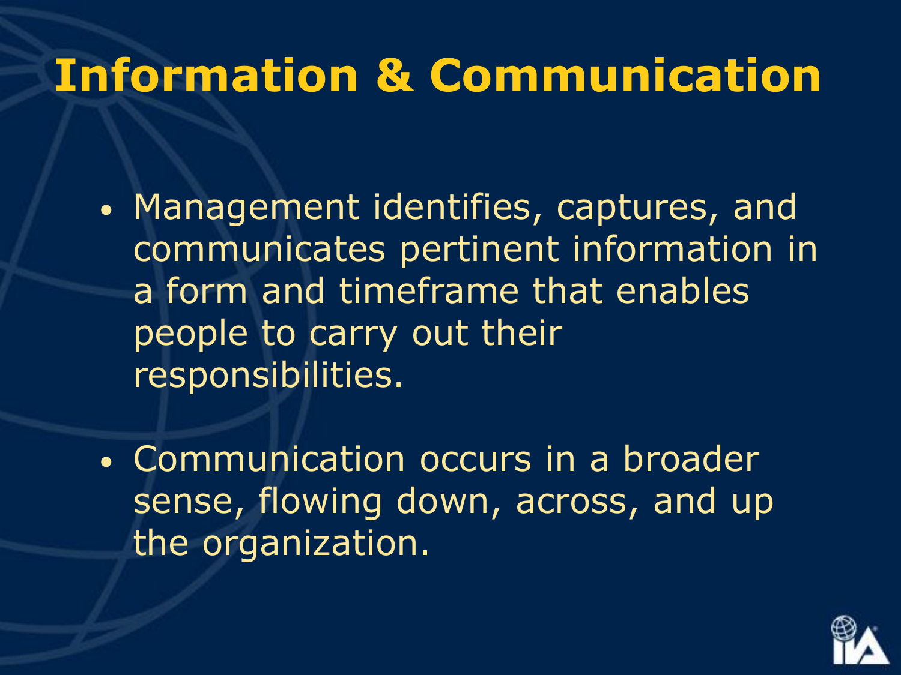# Information & Communication

- Management identifies, captures, and communicates pertinent information in a form and timeframe that enables people to carry out their responsibilities.
- Communication occurs in a broader sense, flowing down, across, and up the organization.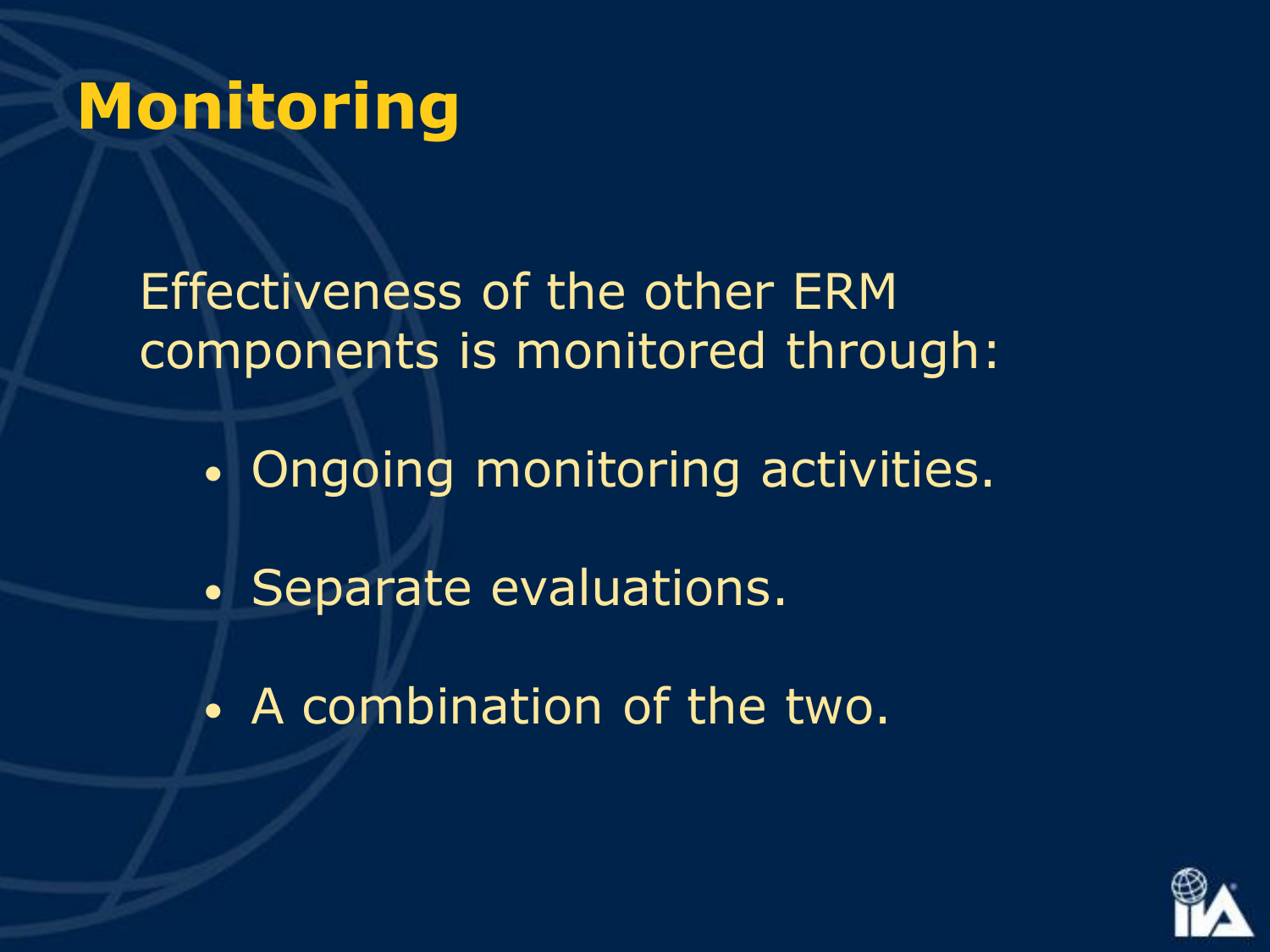# Monitoring

Effectiveness of the other ERM components is monitored through:

- Ongoing monitoring activities.
- Separate evaluations.
- A combination of the two.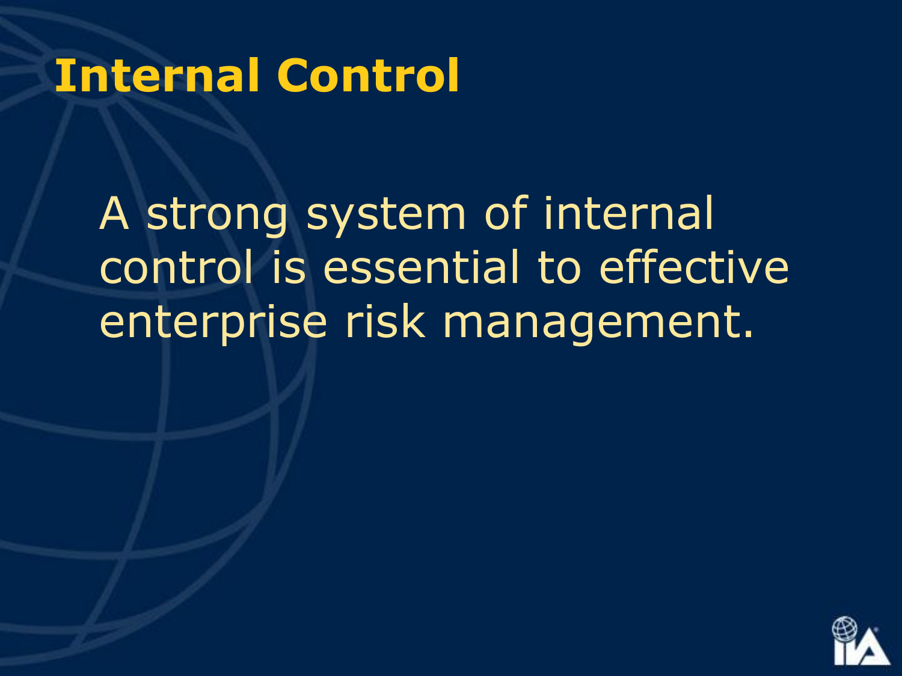# Internal Control

A strong system of internal control is essential to effective enterprise risk management.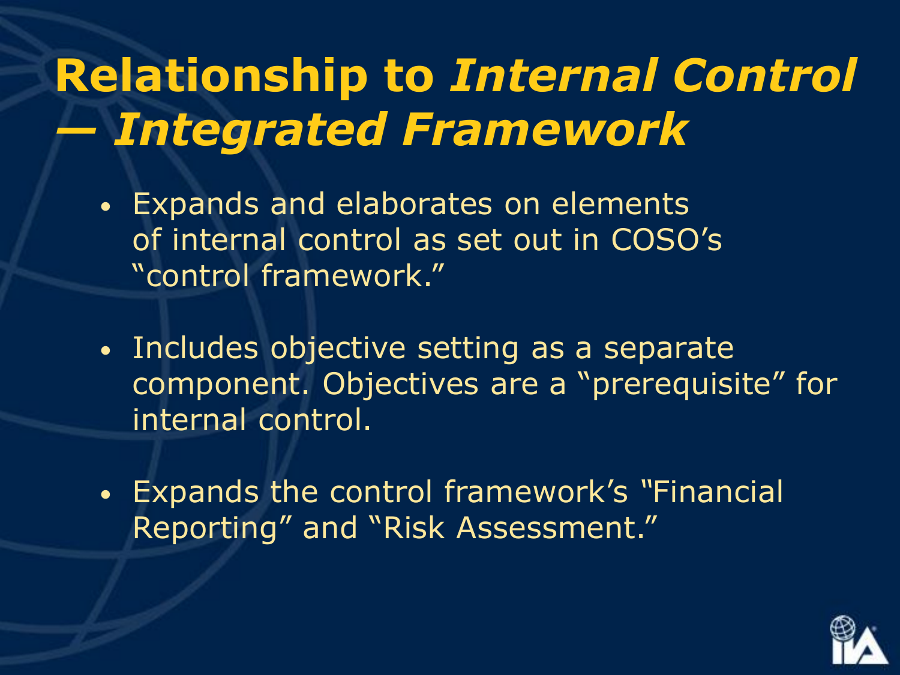# Relationship to *Internal Control — Integrated Framework*

- Expands and elaborates on elements of internal control as set out in COSO's "control framework."
- Includes objective setting as a separate component. Objectives are a "prerequisite" for internal control.
- Expands the control framework's "Financial Reporting" and "Risk Assessment."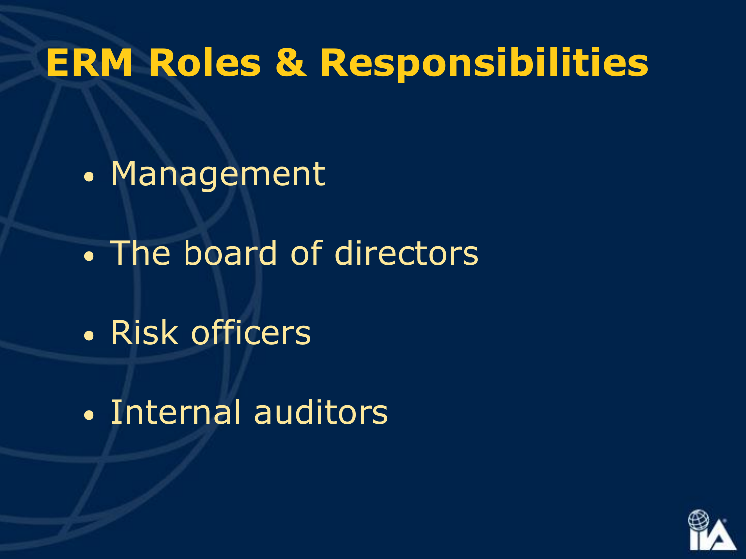# ERM Roles & Responsibilities

- Management
- The board of directors
- Risk officers
- Internal auditors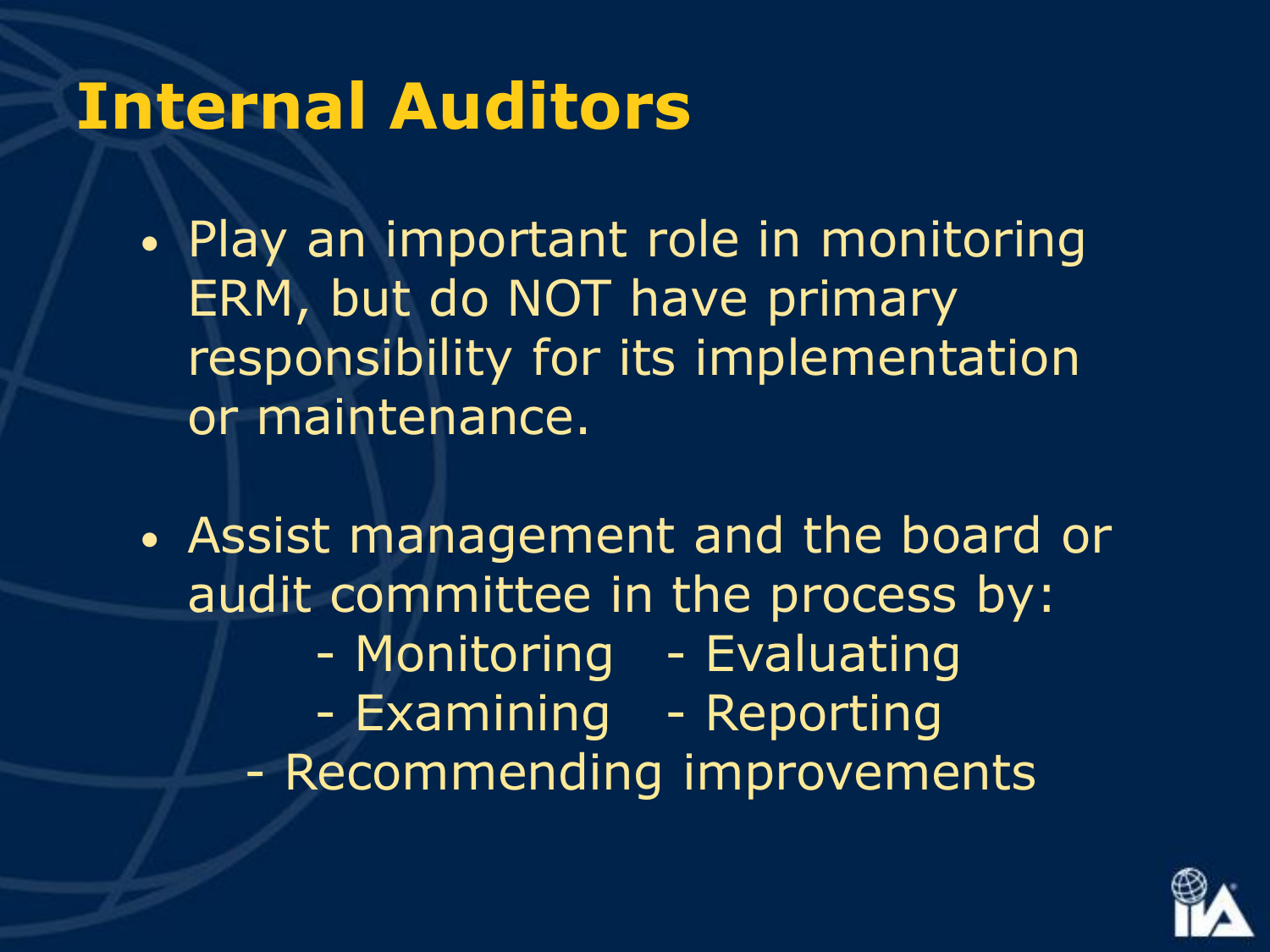# Internal Auditors

- Play an important role in monitoring ERM, but do NOT have primary responsibility for its implementation or maintenance.

- Assist management and the board or audit committee in the process by:
  - Monitoring
  - Evaluating
  - Examining
  - Reporting
  - Recommending improvements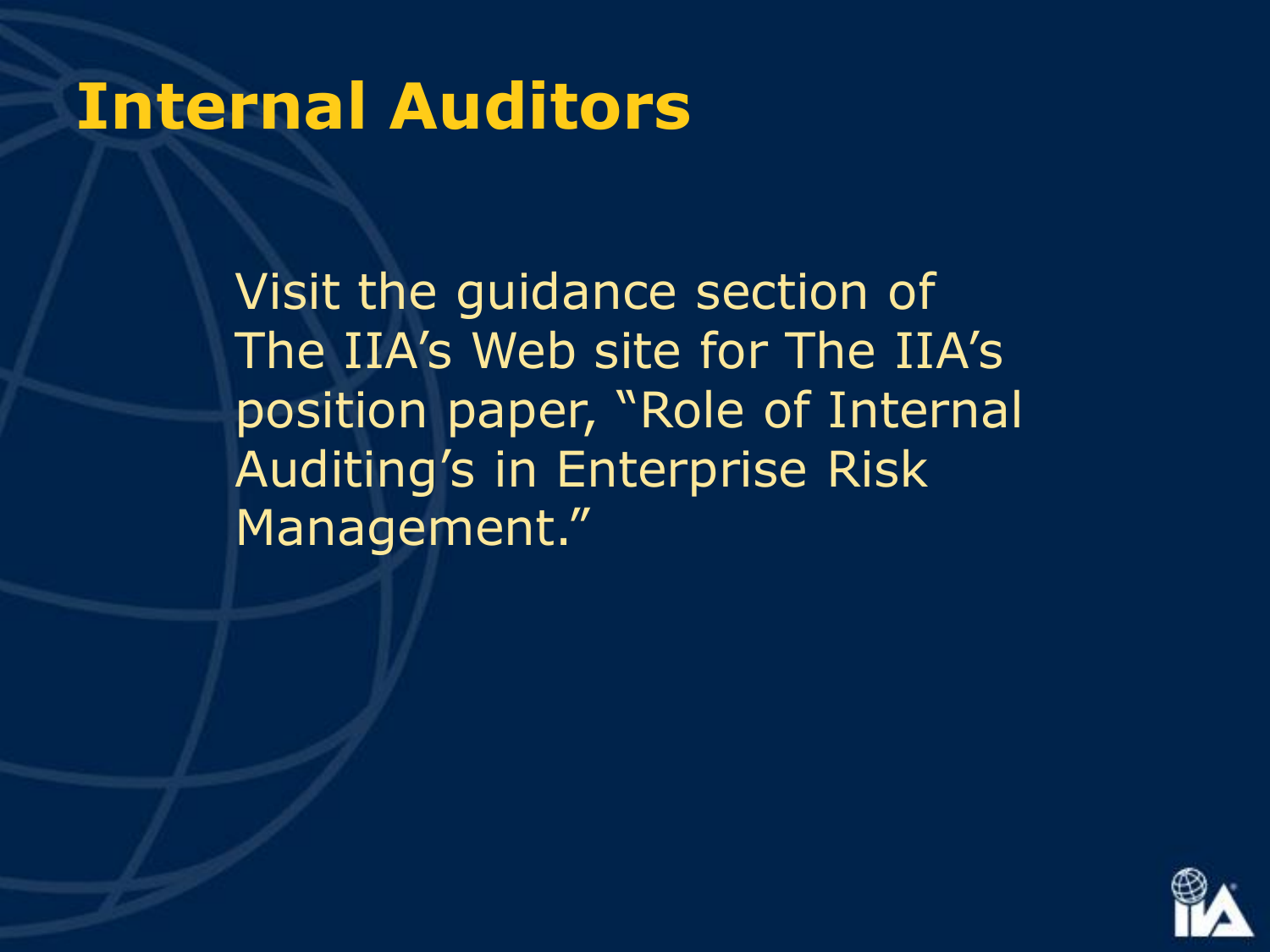# Internal Auditors

Visit the guidance section of The IIA’s Web site for The IIA’s position paper, “Role of Internal Auditing’s in Enterprise Risk Management.”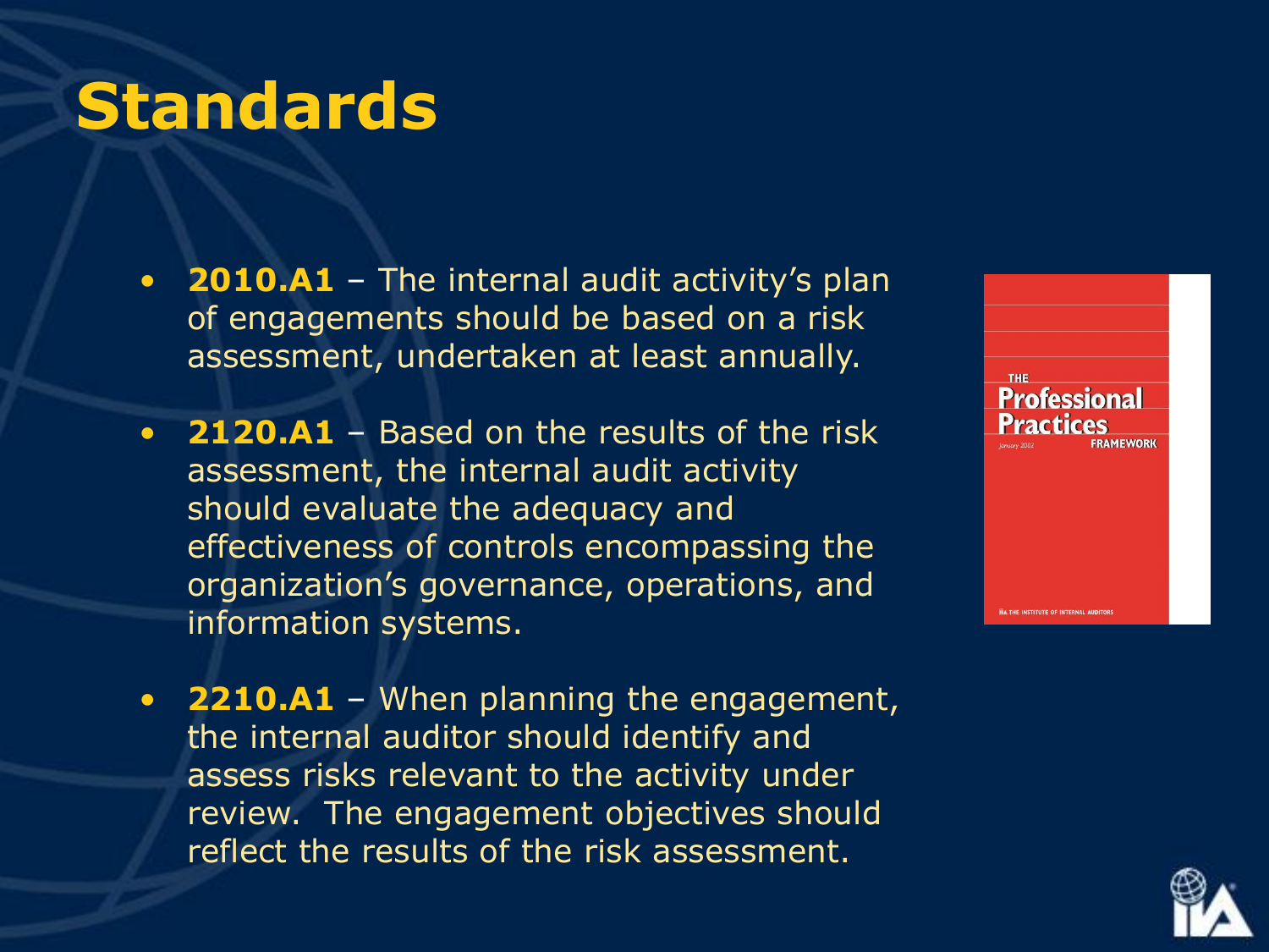# Standards

- **2010.A1** – The internal audit activity's plan of engagements should be based on a risk assessment, undertaken at least annually.
- **2120.A1** – Based on the results of the risk assessment, the internal audit activity should evaluate the adequacy and effectiveness of controls encompassing the organization's governance, operations, and information systems.
- **2210.A1** – When planning the engagement, the internal auditor should identify and assess risks relevant to the activity under review. The engagement objectives should reflect the results of the risk assessment.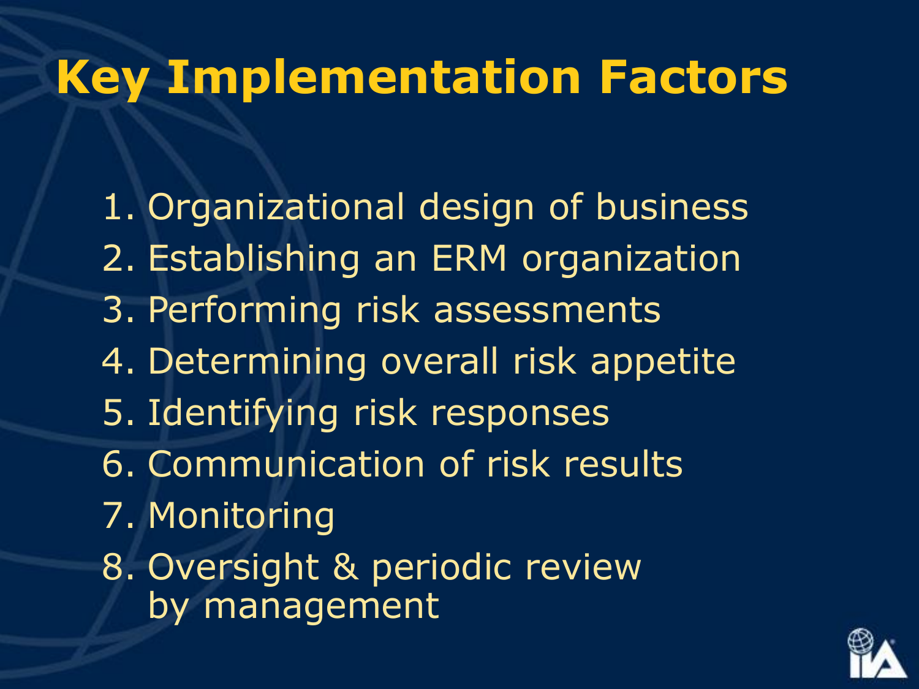# Key Implementation Factors

1. Organizational design of business
2. Establishing an ERM organization
3. Performing risk assessments
4. Determining overall risk appetite
5. Identifying risk responses
6. Communication of risk results
7. Monitoring
8. Oversight & periodic review by management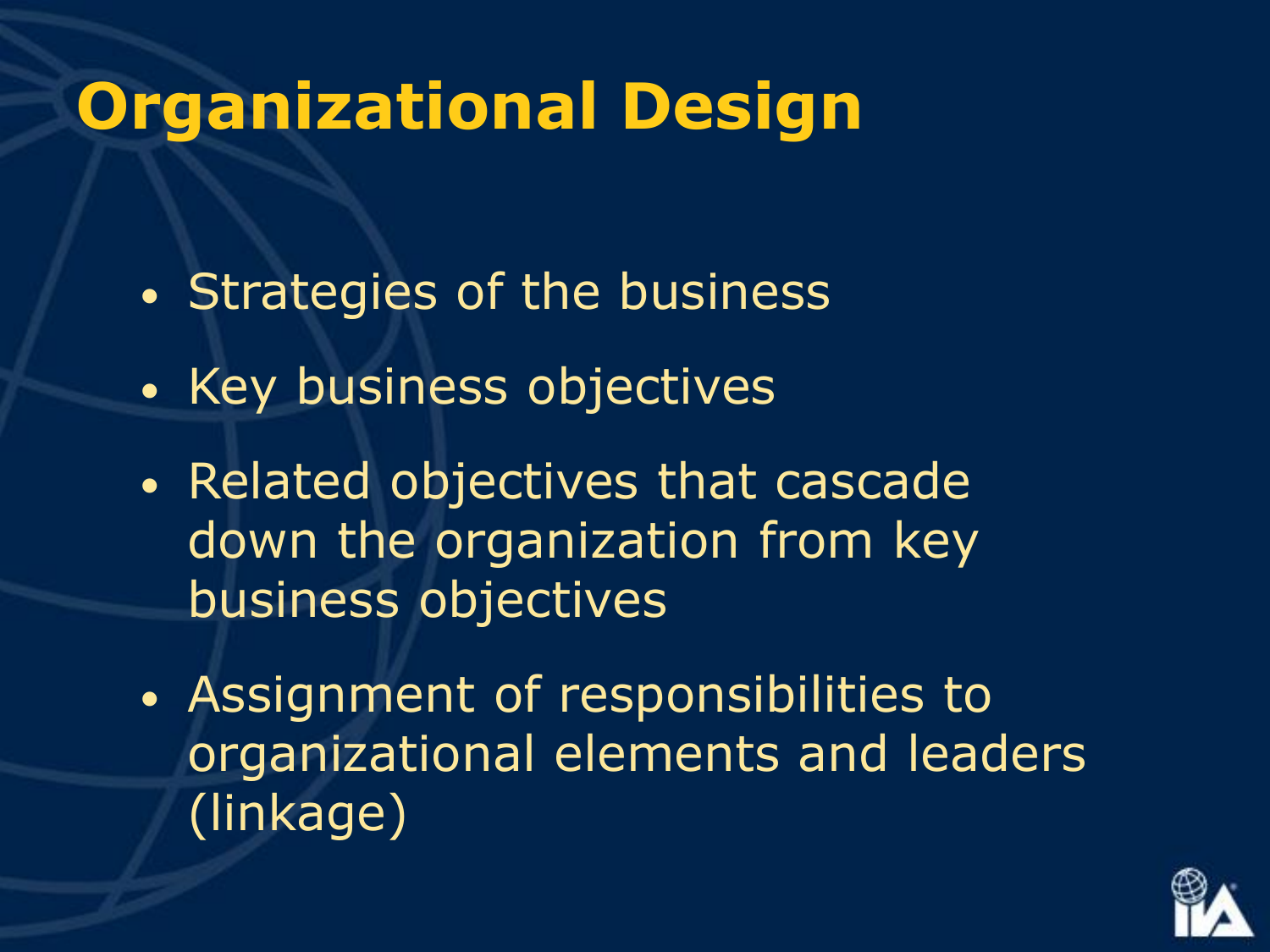# Organizational Design

- Strategies of the business
- Key business objectives
- Related objectives that cascade down the organization from key business objectives
- Assignment of responsibilities to organizational elements and leaders (linkage)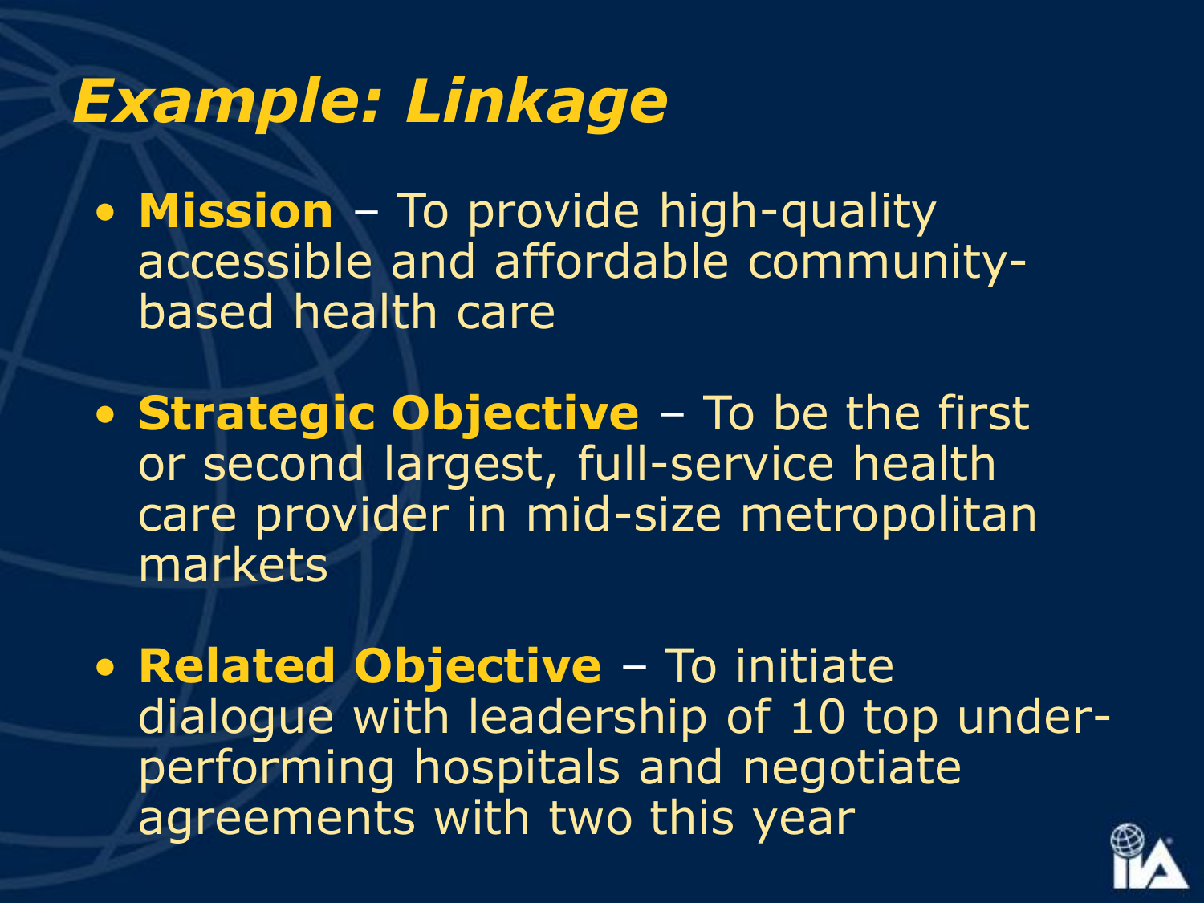# *Example: Linkage*

- **Mission** – To provide high-quality accessible and affordable community-based health care
- **Strategic Objective** – To be the first or second largest, full-service health care provider in mid-size metropolitan markets
- **Related Objective** – To initiate dialogue with leadership of 10 top under-performing hospitals and negotiate agreements with two this year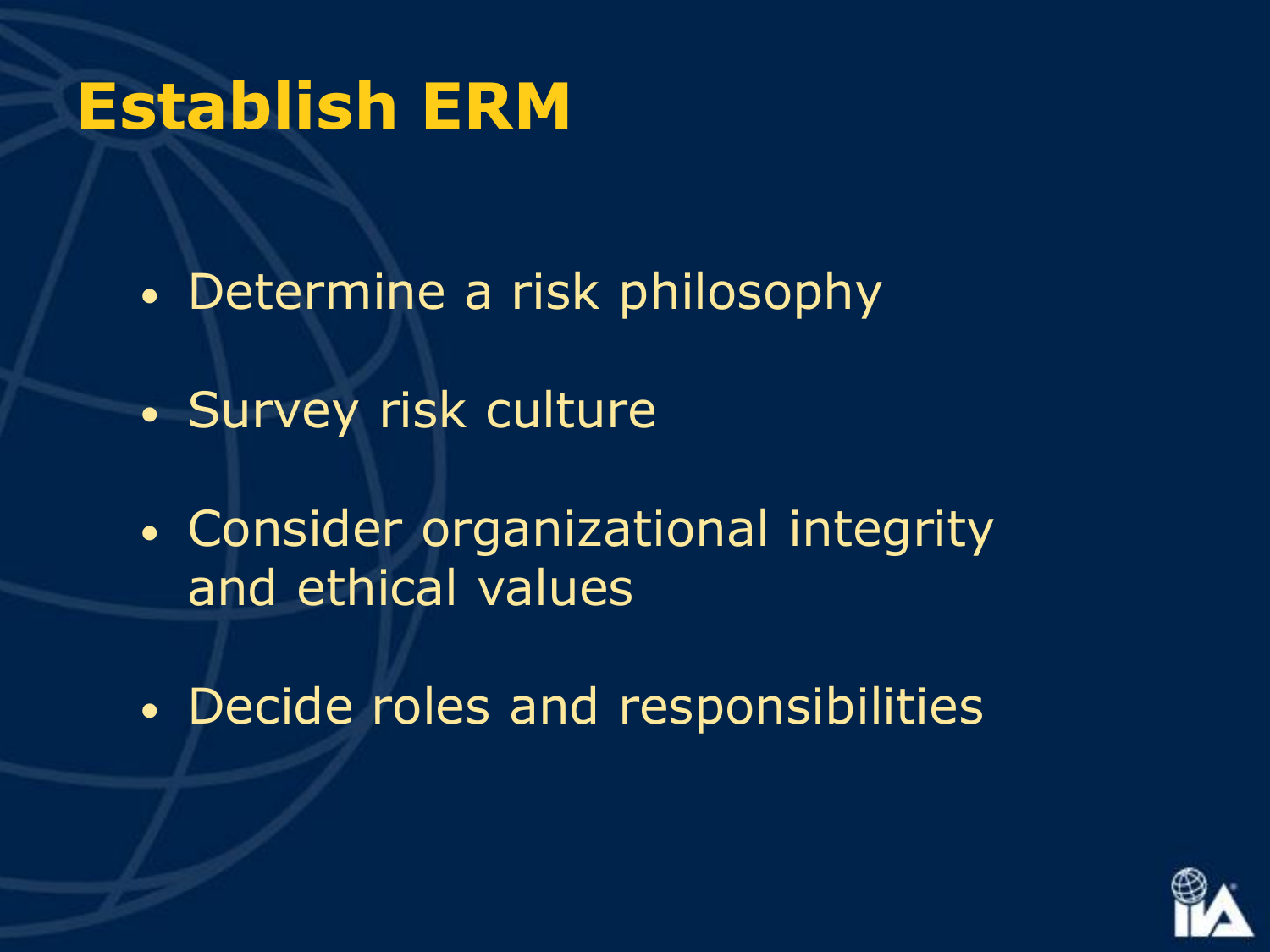# Establish ERM

- Determine a risk philosophy
- Survey risk culture
- Consider organizational integrity and ethical values
- Decide roles and responsibilities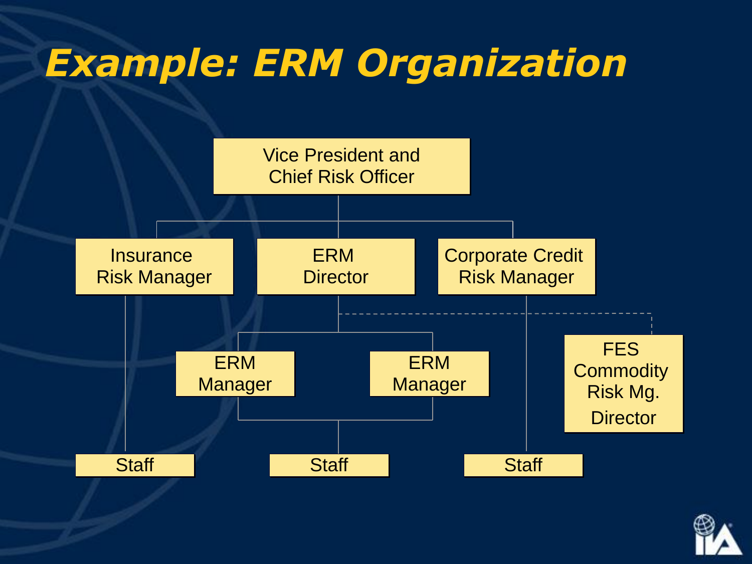# Example: ERM Organization

- Vice President and Chief Risk Officer
  - Insurance Risk Manager
    - Staff
  - ERM Director
    - ERM Manager
    - ERM Manager
      - Staff
    - FES Commodity Risk Mg. Director (dotted line)
  - Corporate Credit Risk Manager
    - Staff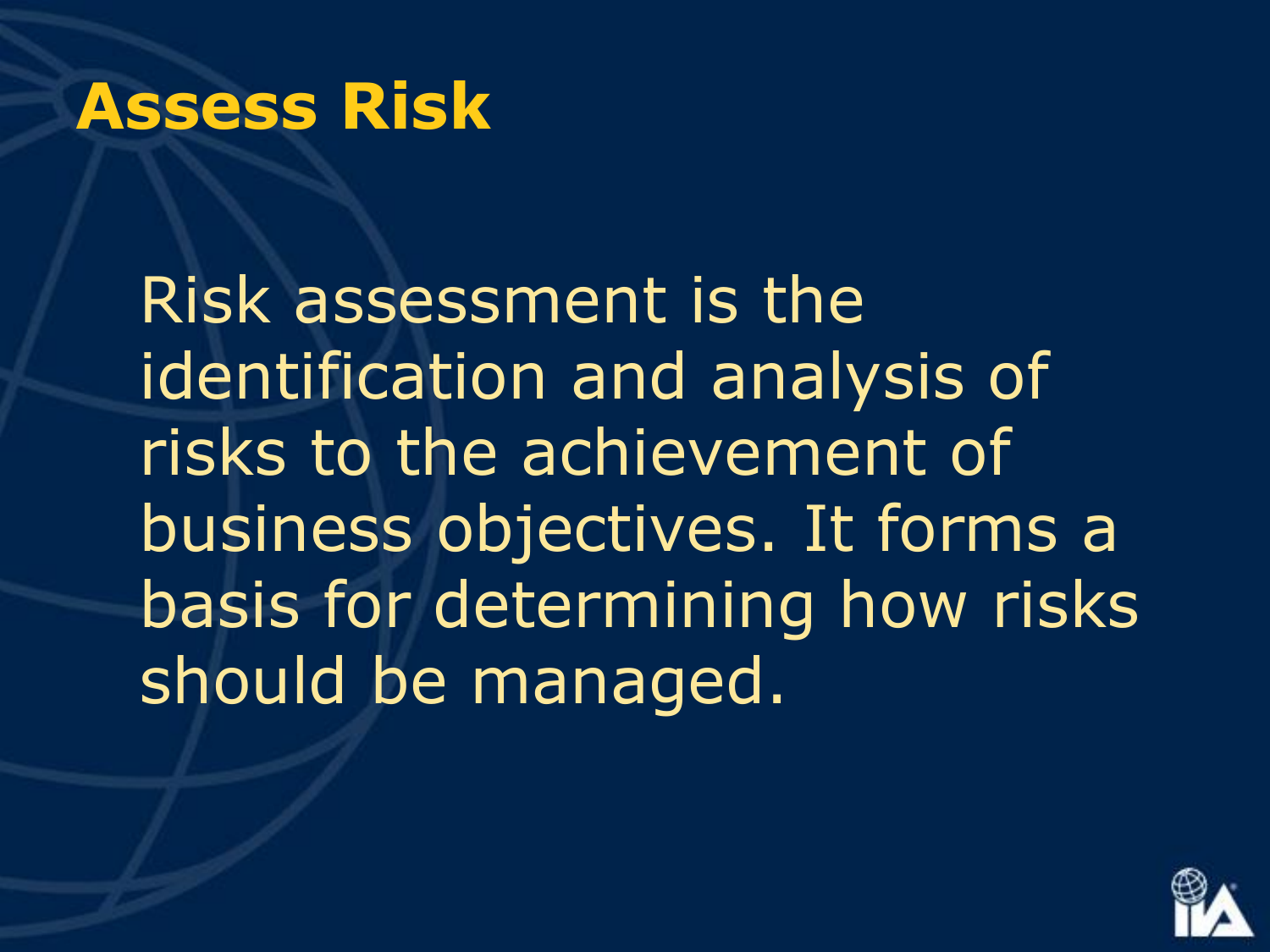# Assess Risk

Risk assessment is the identification and analysis of risks to the achievement of business objectives. It forms a basis for determining how risks should be managed.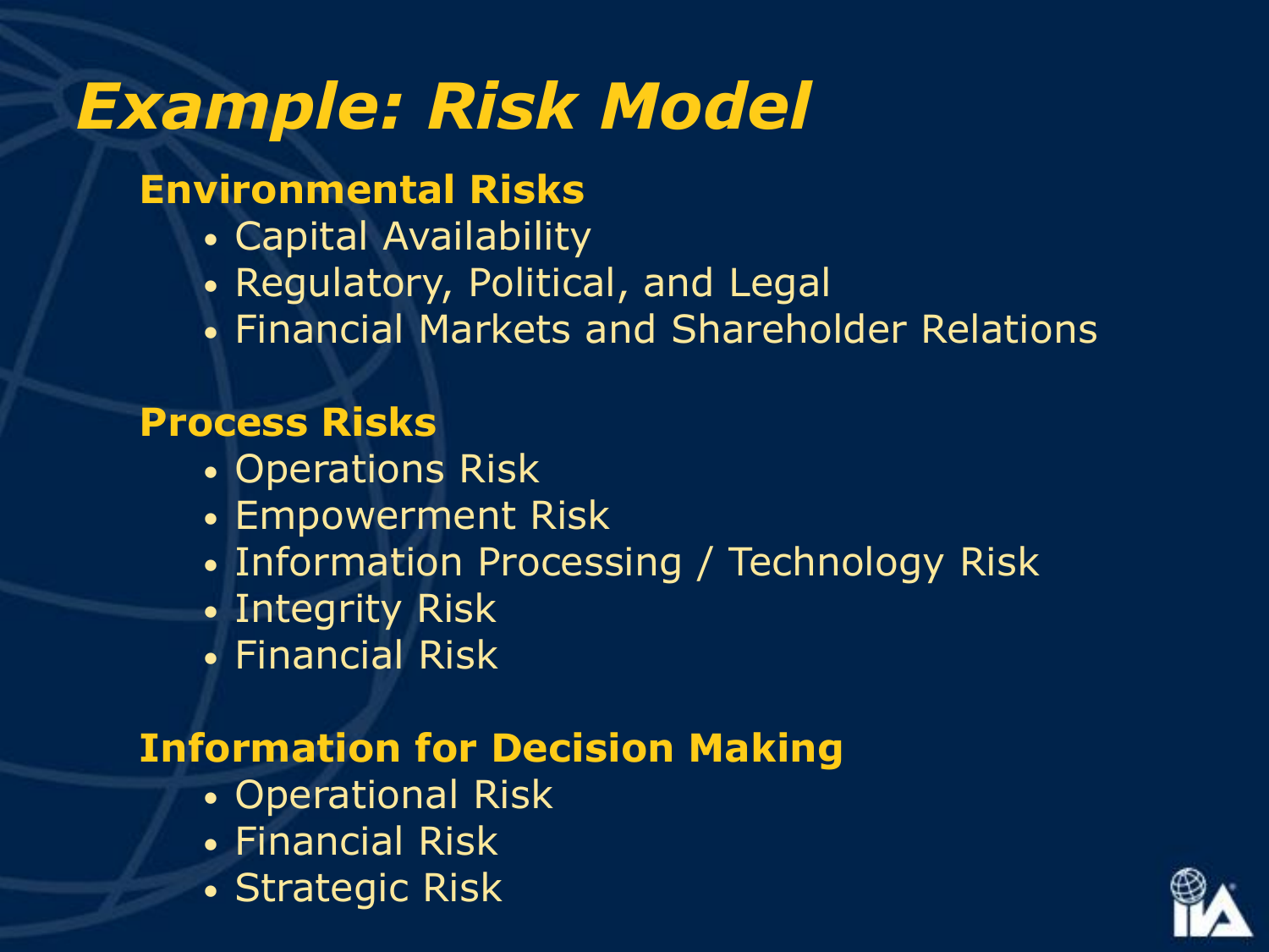# *Example: Risk Model*

**Environmental Risks**

- Capital Availability
- Regulatory, Political, and Legal
- Financial Markets and Shareholder Relations

**Process Risks**

- Operations Risk
- Empowerment Risk
- Information Processing / Technology Risk
- Integrity Risk
- Financial Risk

**Information for Decision Making**

- Operational Risk
- Financial Risk
- Strategic Risk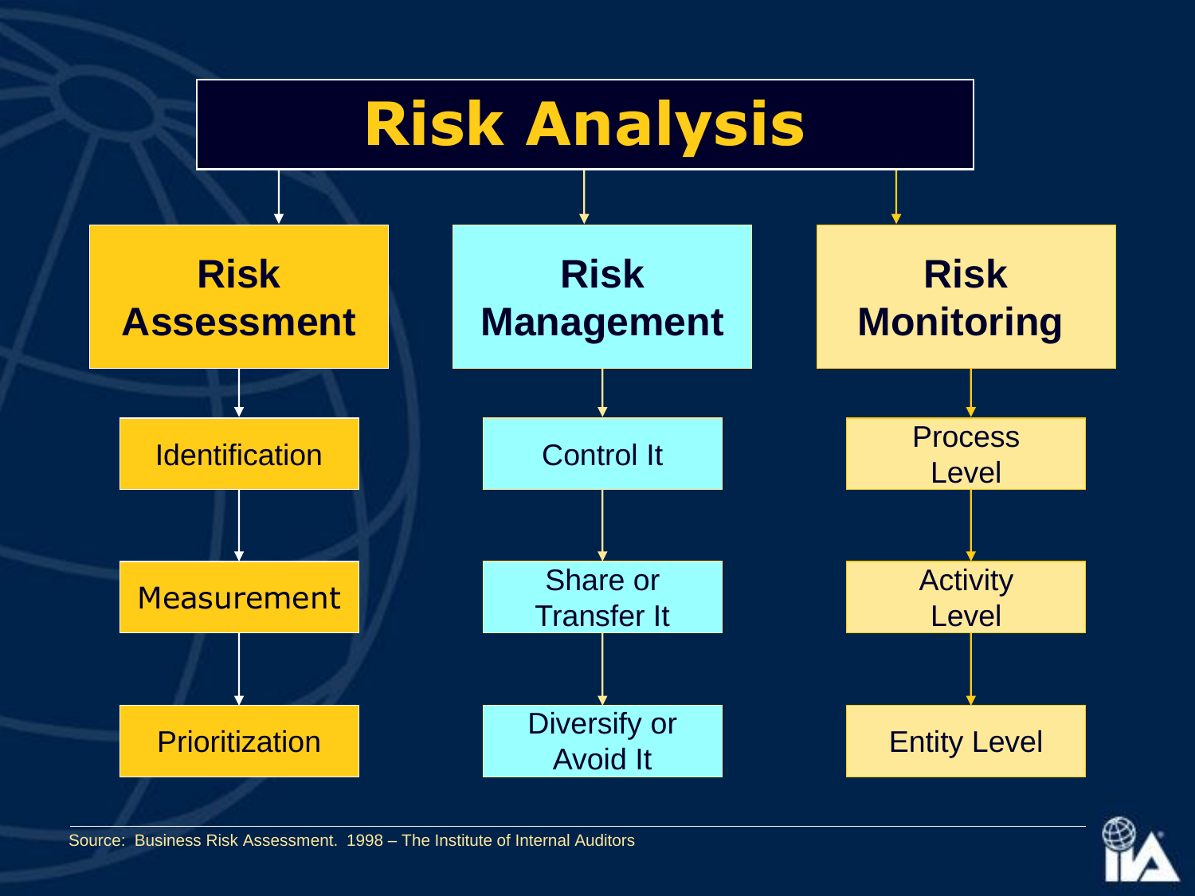# Risk Analysis

## Risk Assessment

- Identification
- Measurement
- Prioritization

## Risk Management

- Control It
- Share or Transfer It
- Diversify or Avoid It

## Risk Monitoring

- Process Level
- Activity Level
- Entity Level

Source: Business Risk Assessment. 1998 – The Institute of Internal Auditors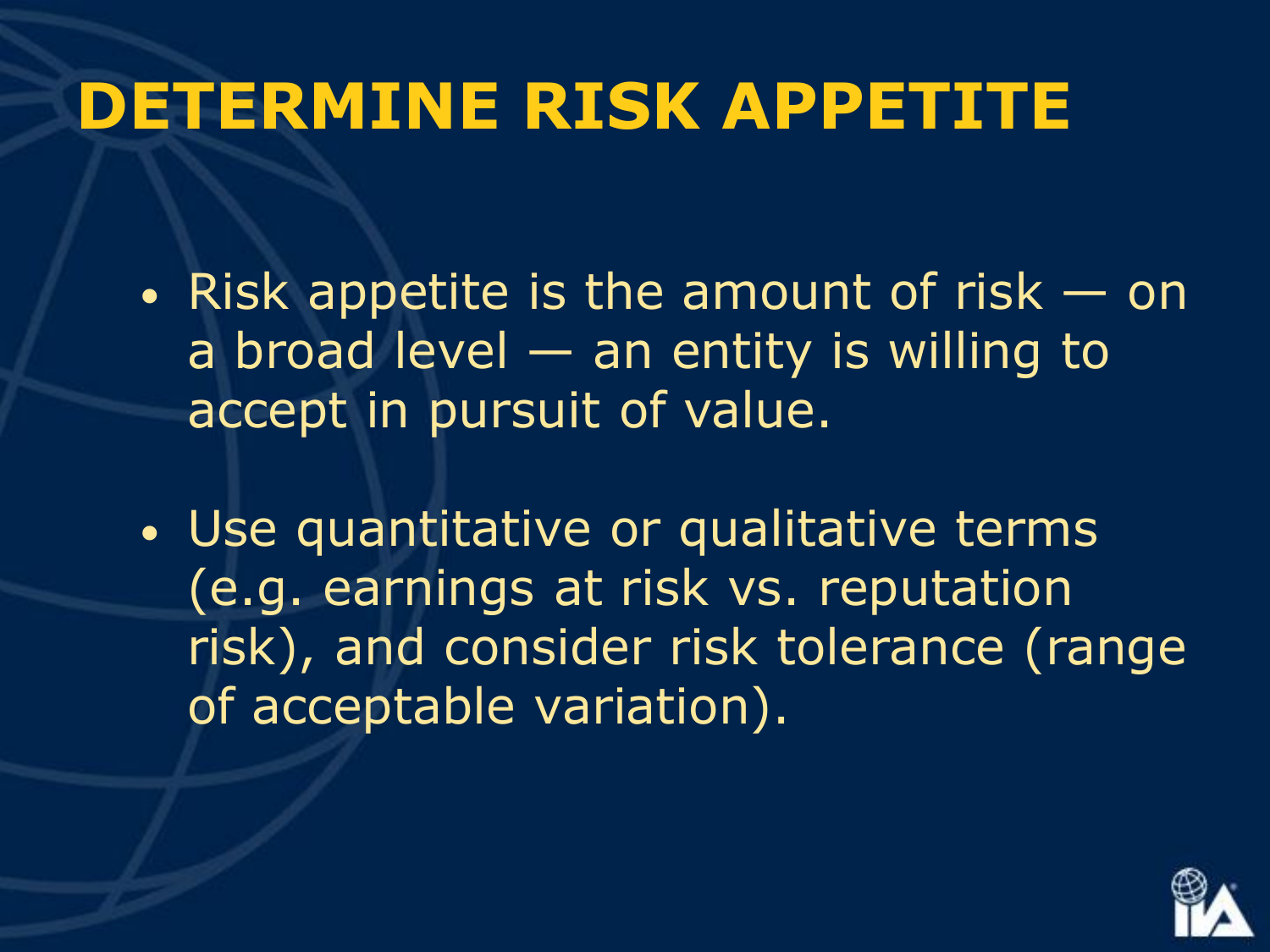# DETERMINE RISK APPETITE

- Risk appetite is the amount of risk — on a broad level — an entity is willing to accept in pursuit of value.
- Use quantitative or qualitative terms (e.g. earnings at risk vs. reputation risk), and consider risk tolerance (range of acceptable variation).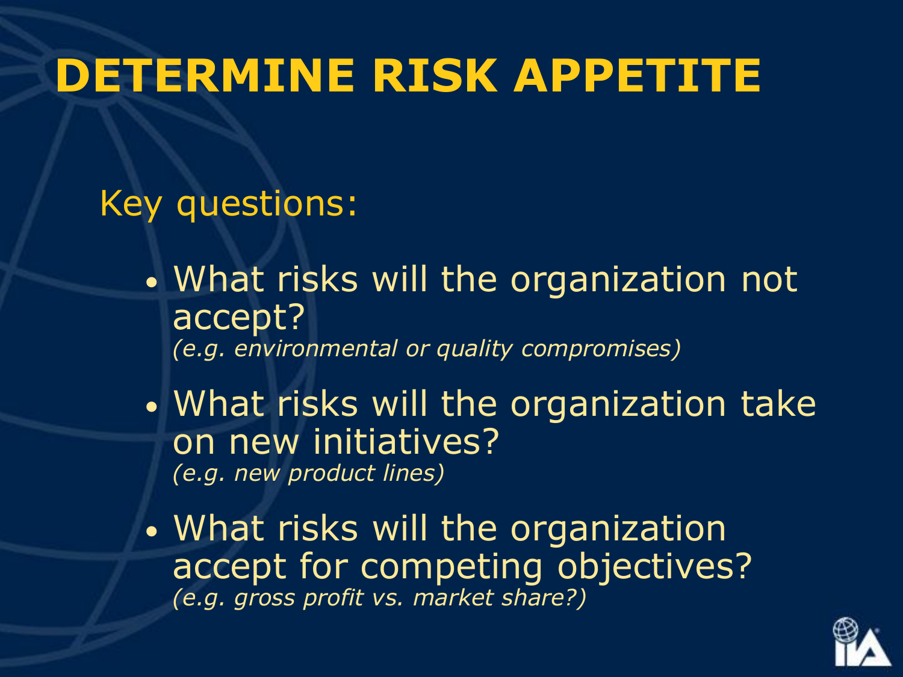# DETERMINE RISK APPETITE

Key questions:

- What risks will the organization not accept?
  *(e.g. environmental or quality compromises)*
- What risks will the organization take on new initiatives?
  *(e.g. new product lines)*
- What risks will the organization accept for competing objectives?
  *(e.g. gross profit vs. market share?)*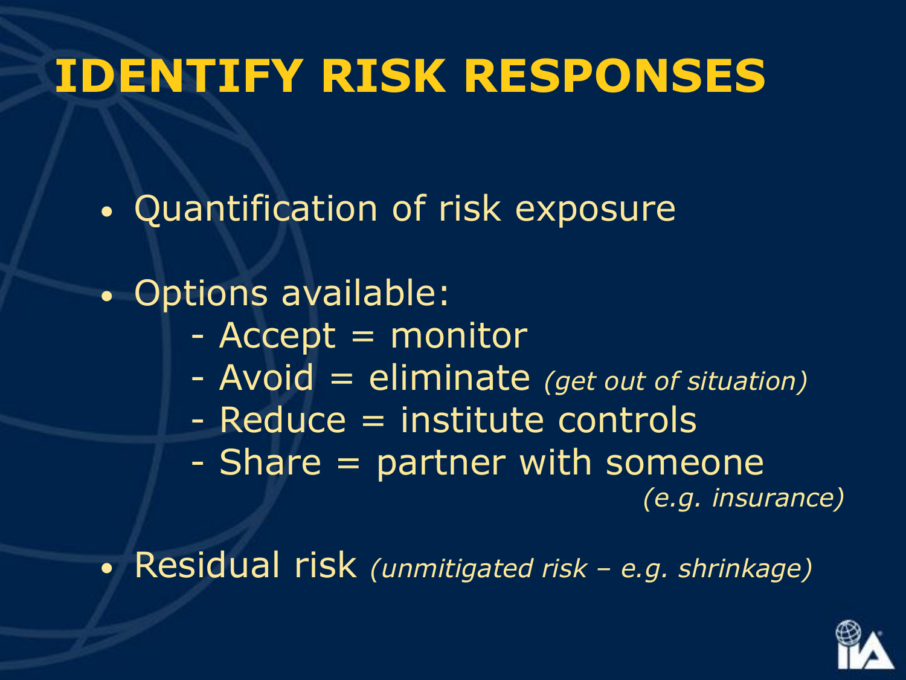# IDENTIFY RISK RESPONSES

- Quantification of risk exposure
- Options available:
  - Accept = monitor
  - Avoid = eliminate *(get out of situation)*
  - Reduce = institute controls
  - Share = partner with someone *(e.g. insurance)*
- Residual risk *(unmitigated risk – e.g. shrinkage)*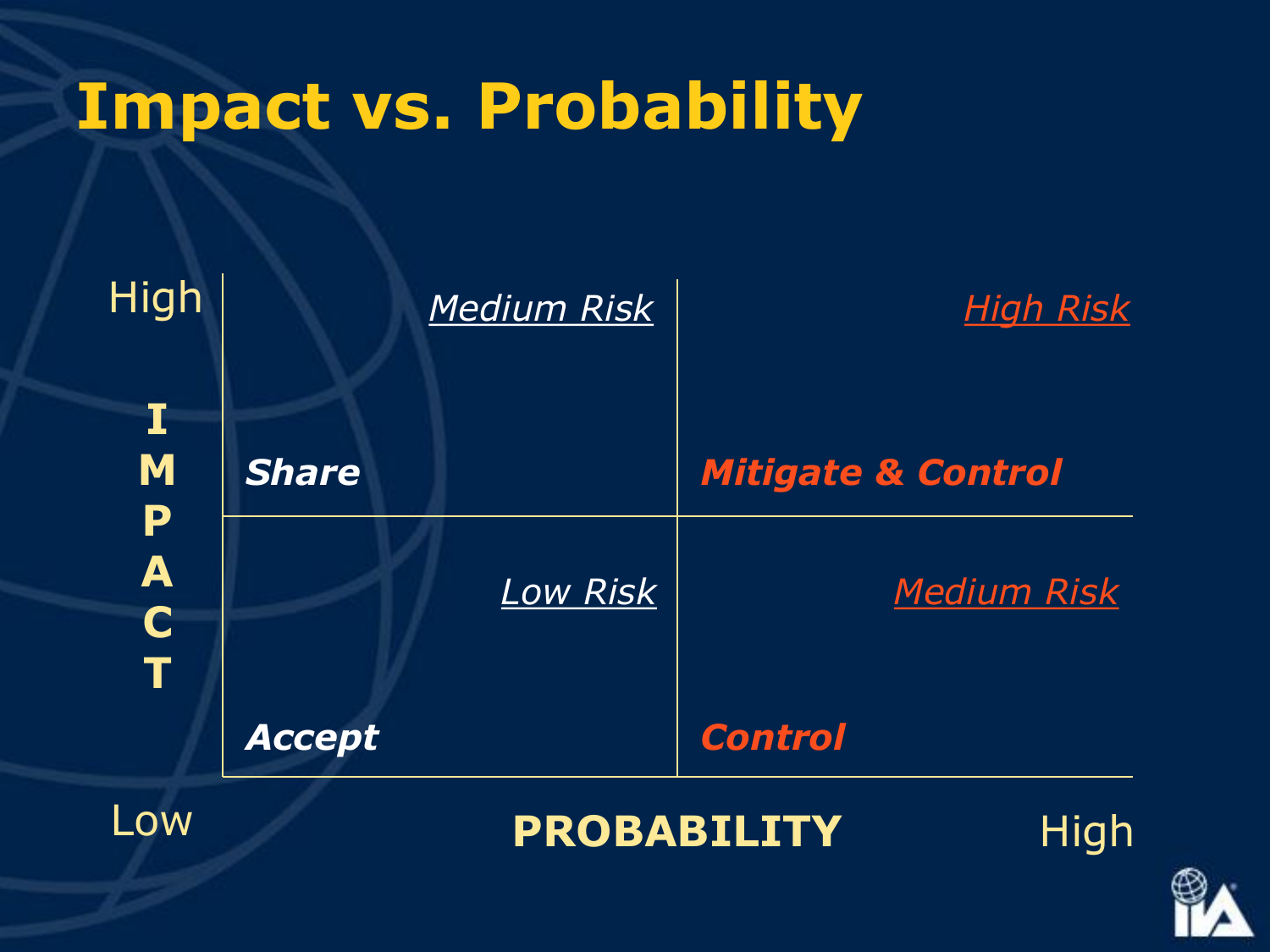# Impact vs. Probability

| IMPACT / PROBABILITY | Low Probability | High Probability |
| --- | --- | --- |
| High Impact | *Medium Risk*<br>***Share*** | *High Risk*<br>***Mitigate & Control*** |
| Low Impact | *Low Risk*<br>***Accept*** | *Medium Risk*<br>***Control*** |

IMPACT: Low → High

**PROBABILITY**: Low → High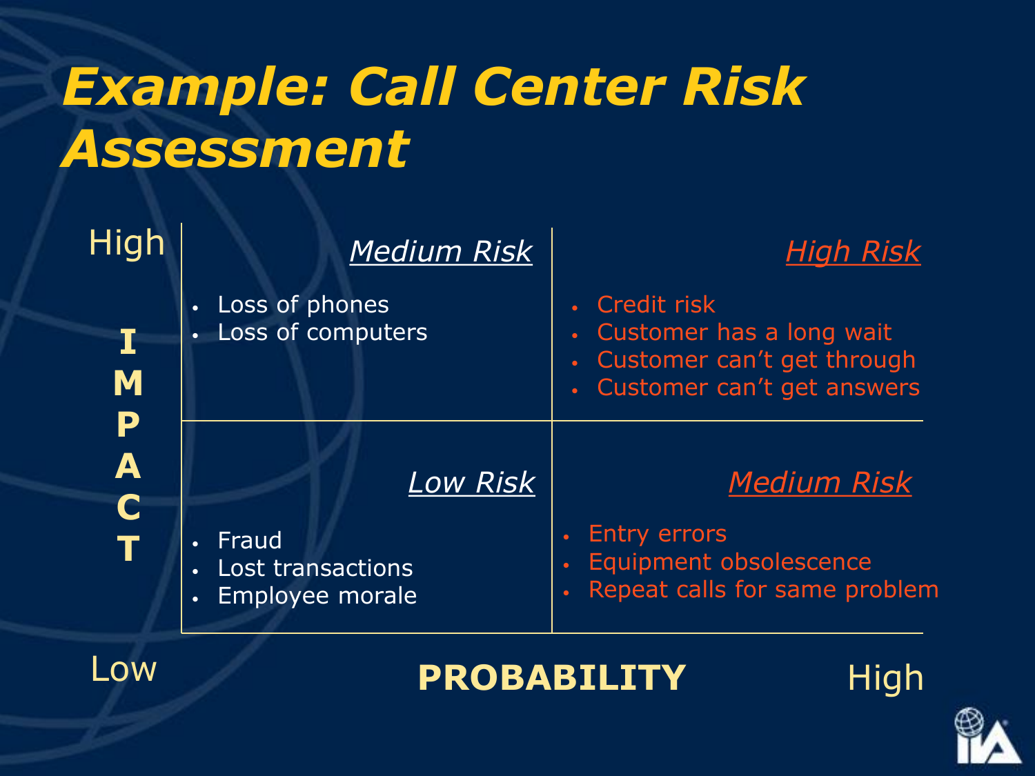# Example: Call Center Risk Assessment

| IMPACT / PROBABILITY | Low Probability | High Probability |
|---|---|---|
| **High Impact** | *Medium Risk*<br>• Loss of phones<br>• Loss of computers | *High Risk*<br>• Credit risk<br>• Customer has a long wait<br>• Customer can't get through<br>• Customer can't get answers |
| **Low Impact** | *Low Risk*<br>• Fraud<br>• Lost transactions<br>• Employee morale | *Medium Risk*<br>• Entry errors<br>• Equipment obsolescence<br>• Repeat calls for same problem |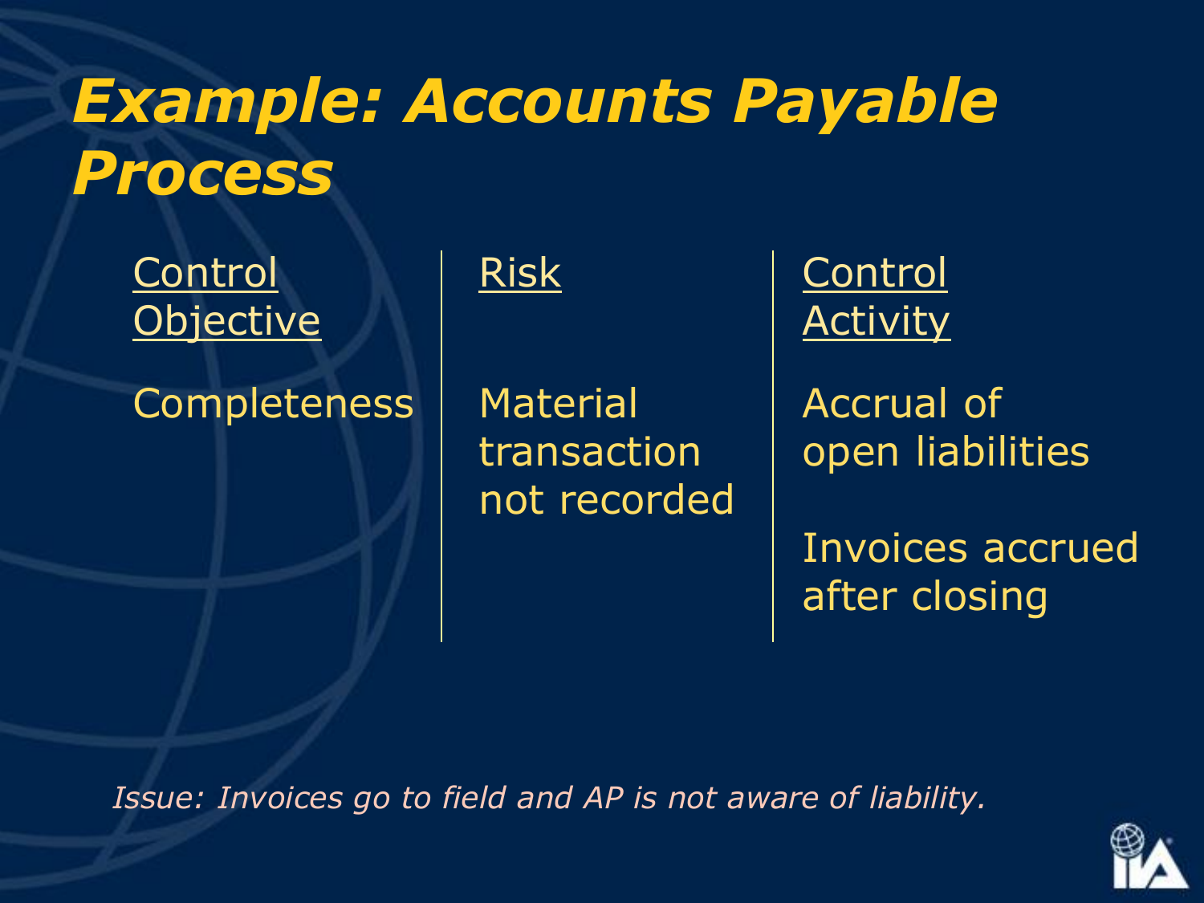# *Example: Accounts Payable Process*

| Control Objective | Risk | Control Activity |
| --- | --- | --- |
| Completeness | Material transaction not recorded | Accrual of open liabilities<br><br>Invoices accrued after closing |

*Issue: Invoices go to field and AP is not aware of liability.*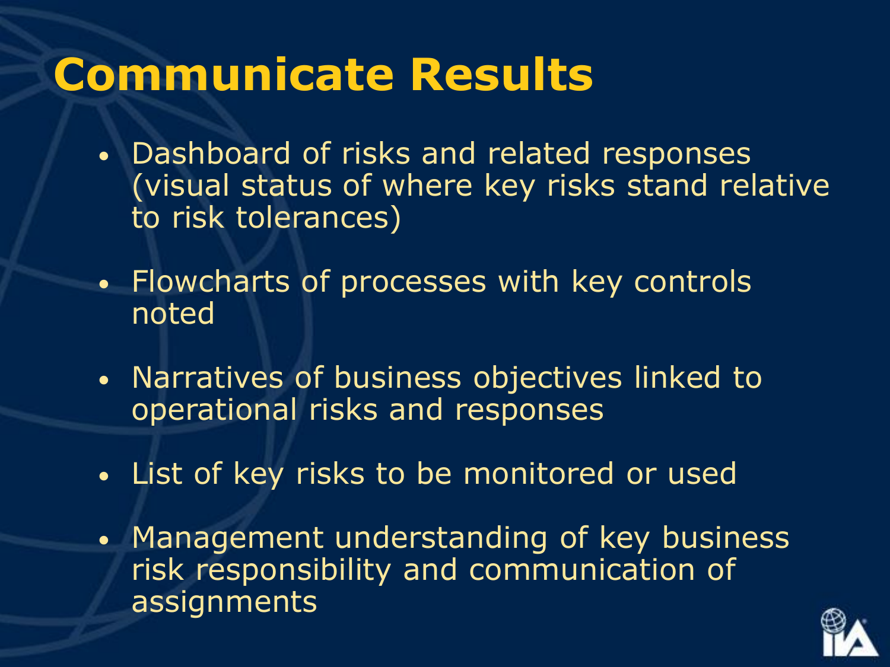# Communicate Results

- Dashboard of risks and related responses (visual status of where key risks stand relative to risk tolerances)
- Flowcharts of processes with key controls noted
- Narratives of business objectives linked to operational risks and responses
- List of key risks to be monitored or used
- Management understanding of key business risk responsibility and communication of assignments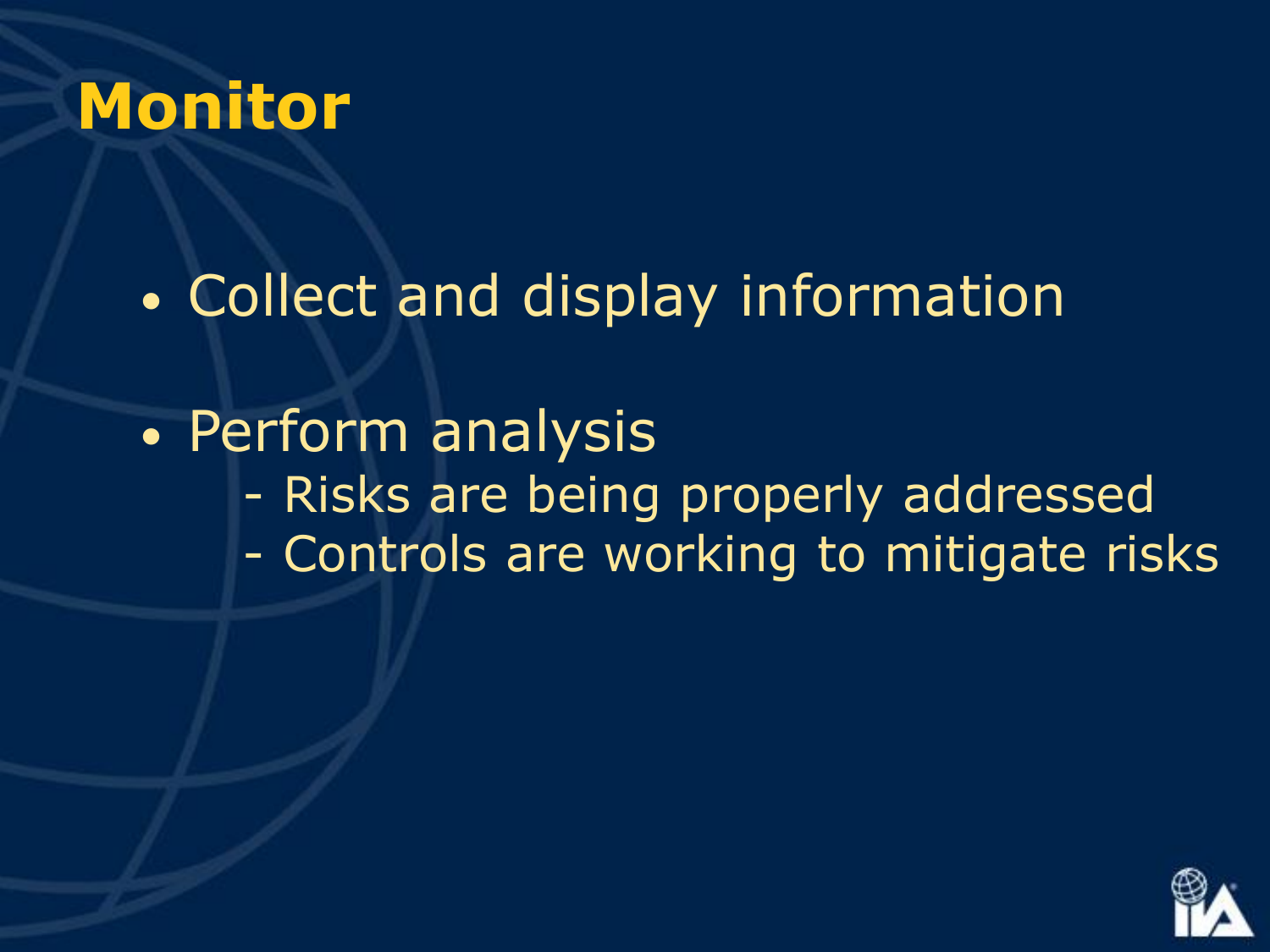# Monitor

- Collect and display information
- Perform analysis
  - Risks are being properly addressed
  - Controls are working to mitigate risks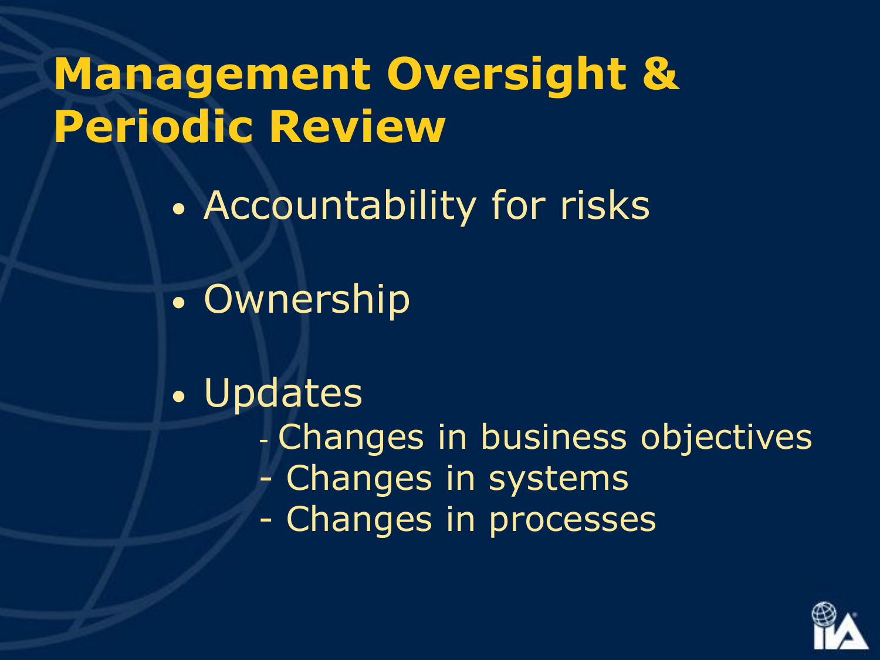# Management Oversight & Periodic Review

- Accountability for risks
- Ownership
- Updates
  - Changes in business objectives
  - Changes in systems
  - Changes in processes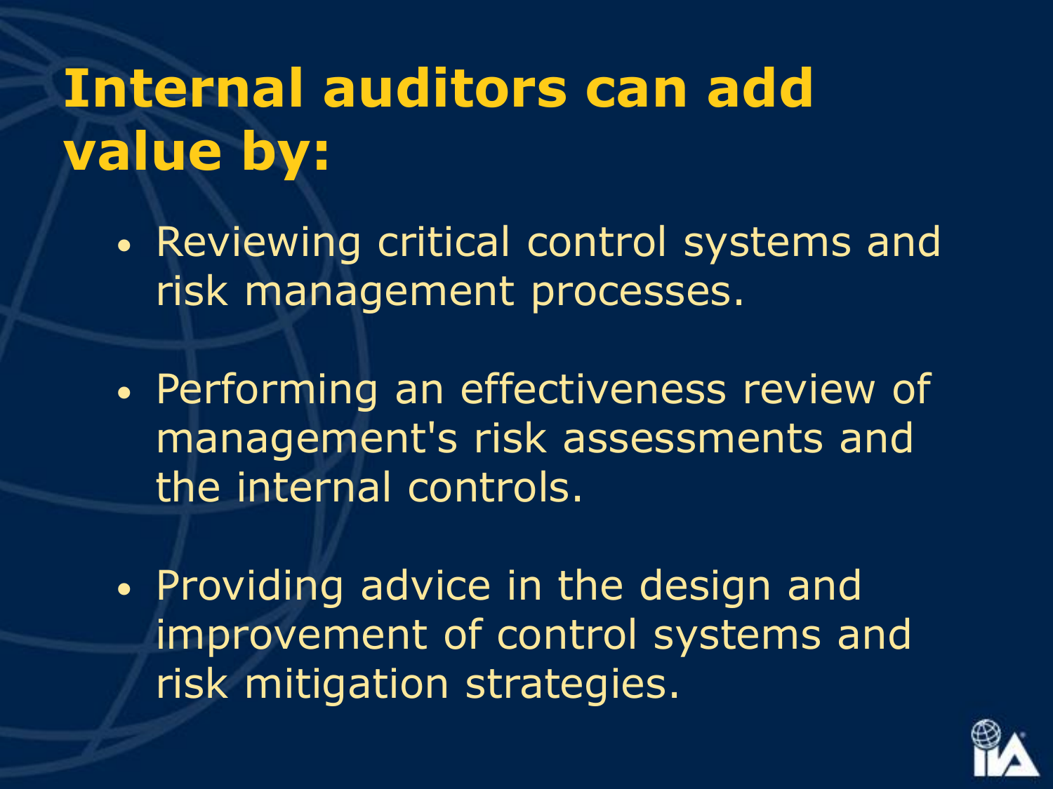# Internal auditors can add value by:

- Reviewing critical control systems and risk management processes.
- Performing an effectiveness review of management's risk assessments and the internal controls.
- Providing advice in the design and improvement of control systems and risk mitigation strategies.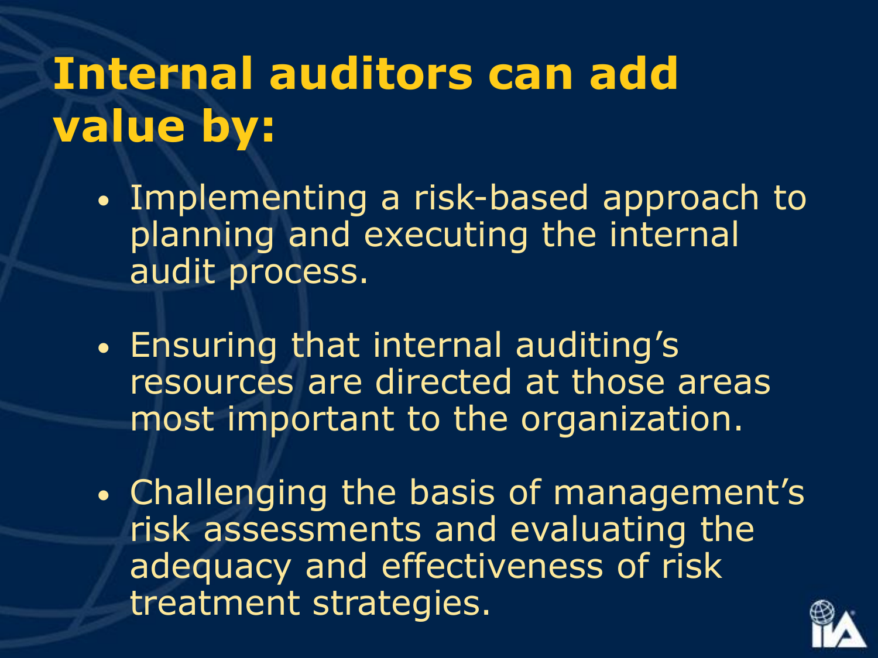# Internal auditors can add value by:

- Implementing a risk-based approach to planning and executing the internal audit process.
- Ensuring that internal auditing's resources are directed at those areas most important to the organization.
- Challenging the basis of management's risk assessments and evaluating the adequacy and effectiveness of risk treatment strategies.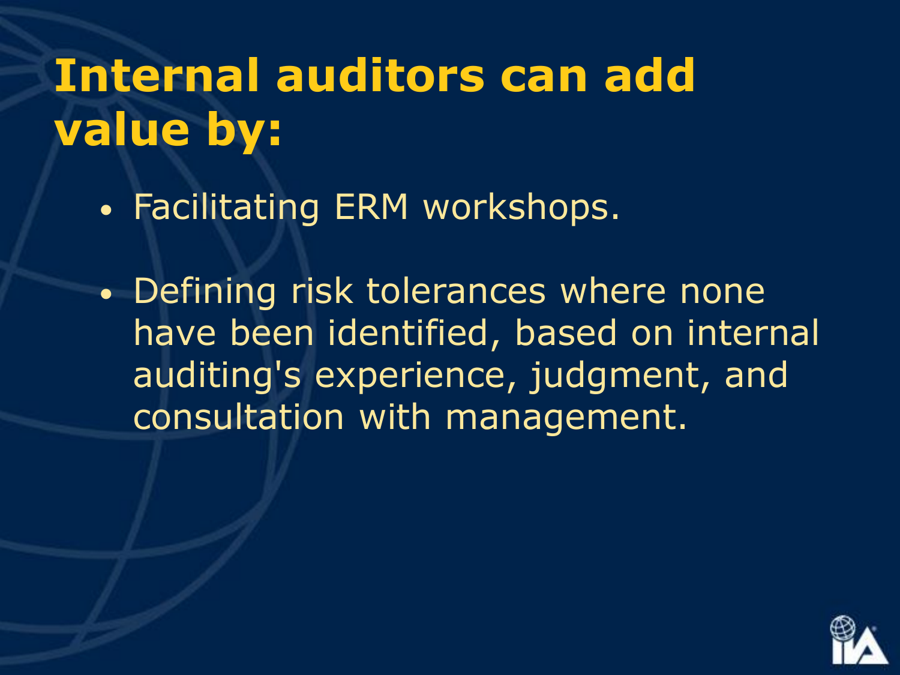# Internal auditors can add value by:

- Facilitating ERM workshops.
- Defining risk tolerances where none have been identified, based on internal auditing's experience, judgment, and consultation with management.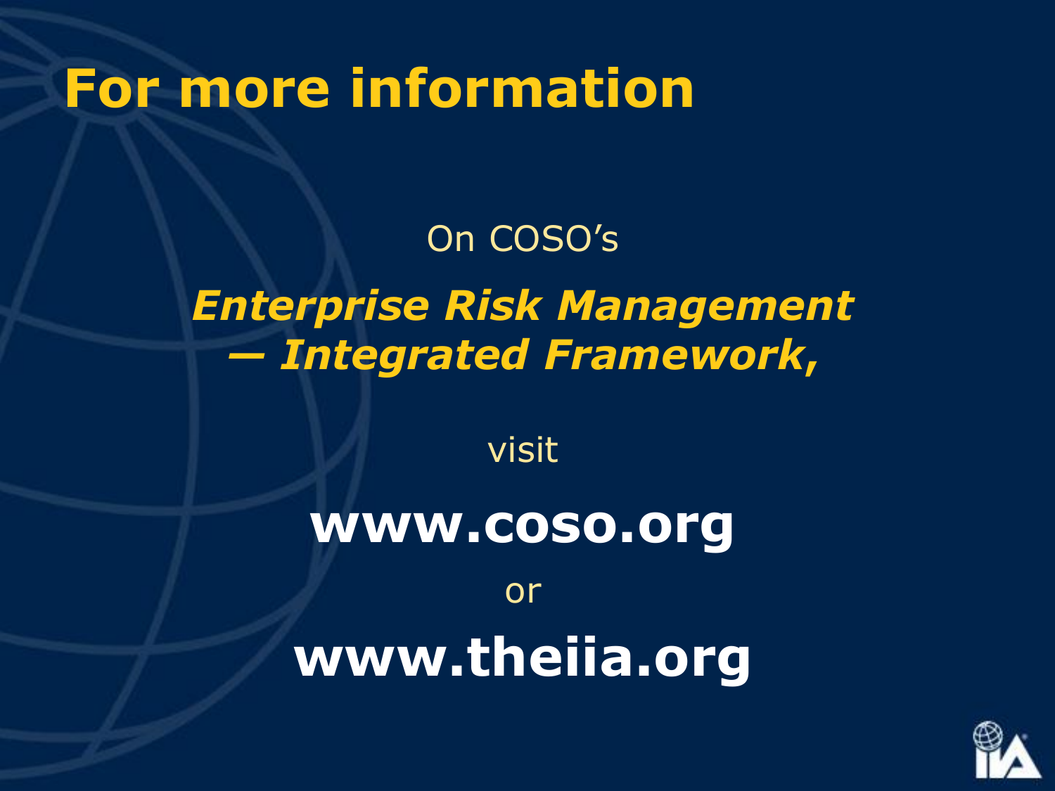# For more information

On COSO's

***Enterprise Risk Management — Integrated Framework,***

visit

**www.coso.org**

or

**www.theiia.org**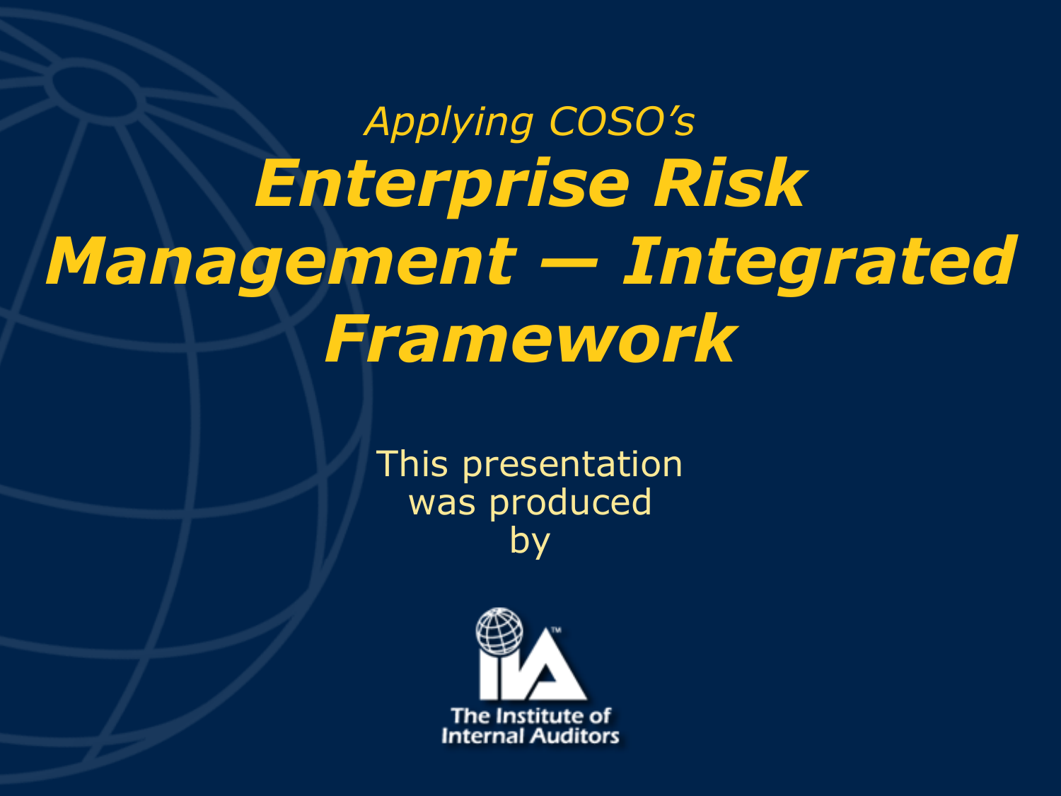*Applying COSO's*

# *Enterprise Risk Management — Integrated Framework*

This presentation was produced by

The Institute of Internal Auditors